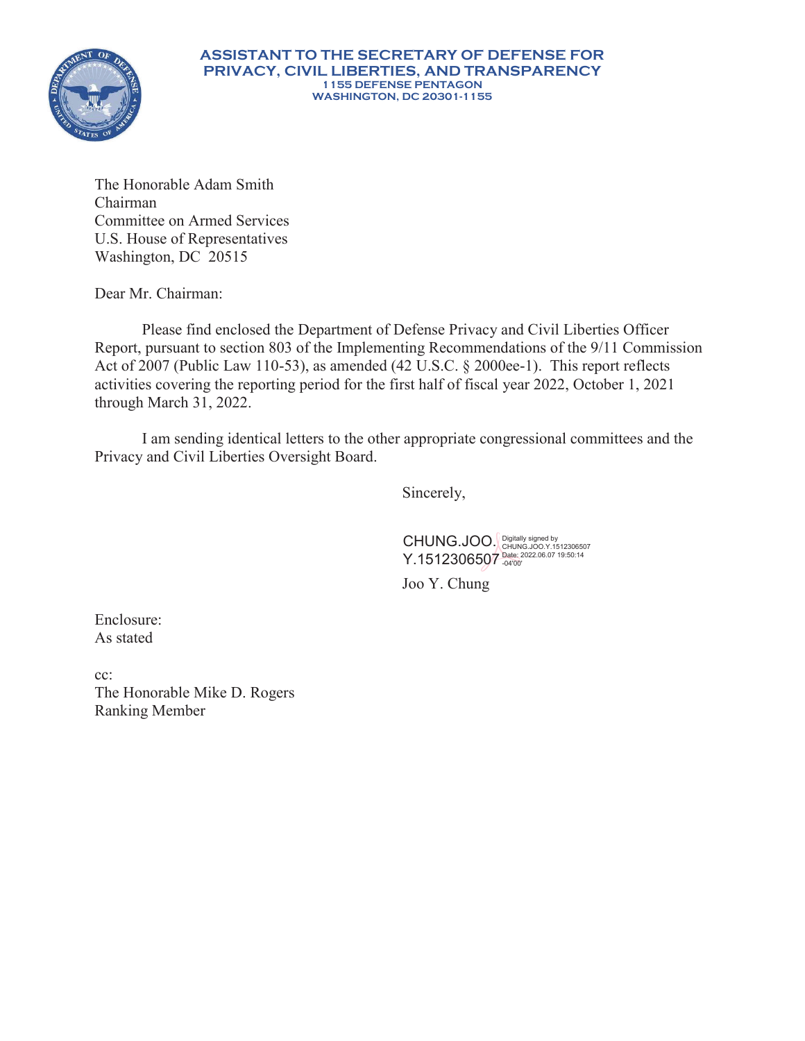**ASSISTANT TO THE SECRETARY OF DEFENSE FOR PRIVACY, CIVIL LIBERTIES, AND TRANSPARENCY**
**1155 DEFENSE PENTAGON**
**WASHINGTON, DC 20301-1155**

The Honorable Adam Smith
Chairman
Committee on Armed Services
U.S. House of Representatives
Washington, DC 20515

Dear Mr. Chairman:

Please find enclosed the Department of Defense Privacy and Civil Liberties Officer Report, pursuant to section 803 of the Implementing Recommendations of the 9/11 Commission Act of 2007 (Public Law 110-53), as amended (42 U.S.C. § 2000ee-1). This report reflects activities covering the reporting period for the first half of fiscal year 2022, October 1, 2021 through March 31, 2022.

I am sending identical letters to the other appropriate congressional committees and the Privacy and Civil Liberties Oversight Board.

Sincerely,

CHUNG.JOO.Y.1512306507 Digitally signed by CHUNG.JOO.Y.1512306507 Date: 2022.06.07 19:50:14 -04'00'

Joo Y. Chung

Enclosure:
As stated

cc:
The Honorable Mike D. Rogers
Ranking Member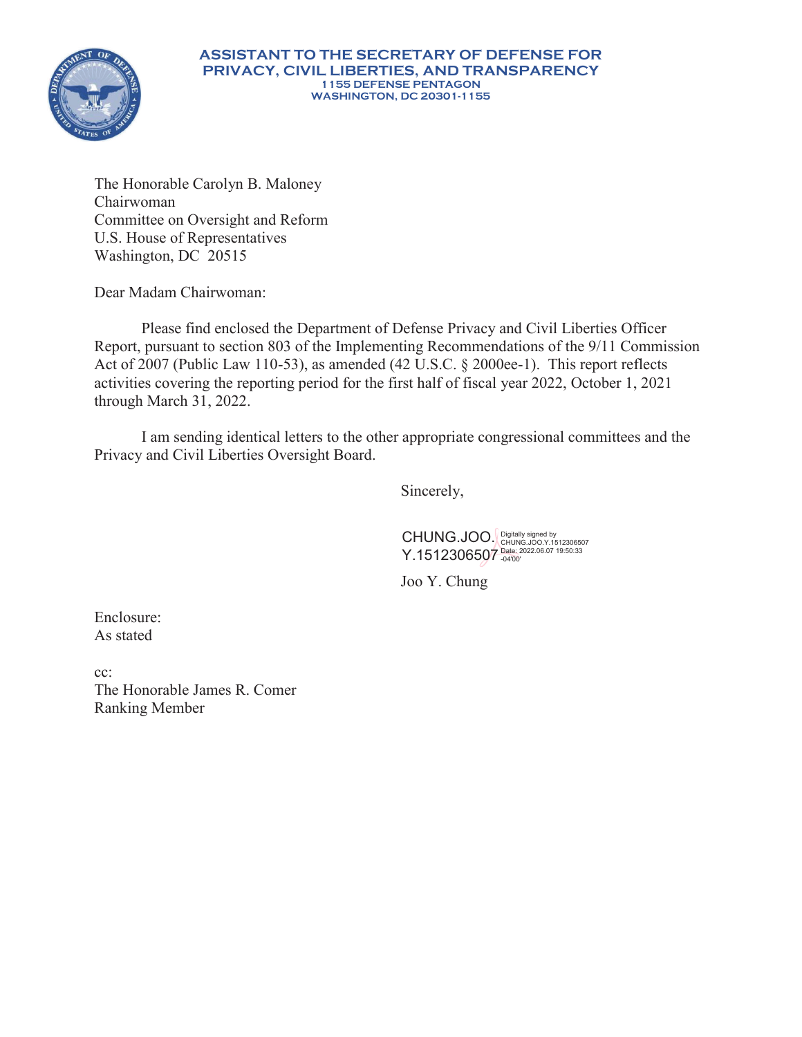**ASSISTANT TO THE SECRETARY OF DEFENSE FOR PRIVACY, CIVIL LIBERTIES, AND TRANSPARENCY**
**1155 DEFENSE PENTAGON**
**WASHINGTON, DC 20301-1155**

The Honorable Carolyn B. Maloney
Chairwoman
Committee on Oversight and Reform
U.S. House of Representatives
Washington, DC 20515

Dear Madam Chairwoman:

Please find enclosed the Department of Defense Privacy and Civil Liberties Officer Report, pursuant to section 803 of the Implementing Recommendations of the 9/11 Commission Act of 2007 (Public Law 110-53), as amended (42 U.S.C. § 2000ee-1). This report reflects activities covering the reporting period for the first half of fiscal year 2022, October 1, 2021 through March 31, 2022.

I am sending identical letters to the other appropriate congressional committees and the Privacy and Civil Liberties Oversight Board.

Sincerely,

CHUNG.JOO.Y.1512306507 Digitally signed by CHUNG.JOO.Y.1512306507 Date: 2022.06.07 19:50:33 -04'00'

Joo Y. Chung

Enclosure:
As stated

cc:
The Honorable James R. Comer
Ranking Member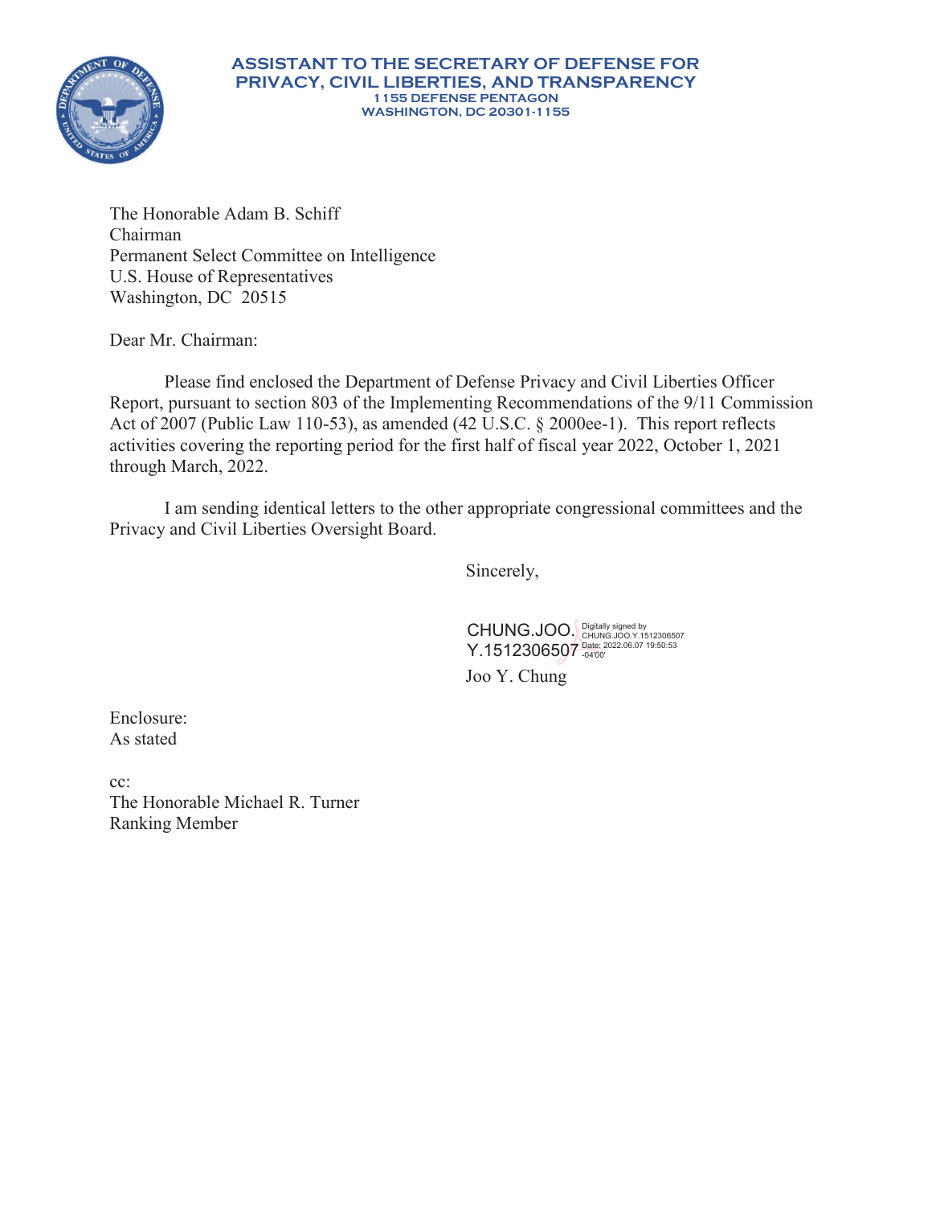**ASSISTANT TO THE SECRETARY OF DEFENSE FOR PRIVACY, CIVIL LIBERTIES, AND TRANSPARENCY**
**1155 DEFENSE PENTAGON**
**WASHINGTON, DC 20301-1155**

The Honorable Adam B. Schiff
Chairman
Permanent Select Committee on Intelligence
U.S. House of Representatives
Washington, DC 20515

Dear Mr. Chairman:

Please find enclosed the Department of Defense Privacy and Civil Liberties Officer Report, pursuant to section 803 of the Implementing Recommendations of the 9/11 Commission Act of 2007 (Public Law 110-53), as amended (42 U.S.C. § 2000ee-1). This report reflects activities covering the reporting period for the first half of fiscal year 2022, October 1, 2021 through March, 2022.

I am sending identical letters to the other appropriate congressional committees and the Privacy and Civil Liberties Oversight Board.

Sincerely,

CHUNG.JOO.Y.1512306507 Digitally signed by CHUNG.JOO.Y.1512306507 Date: 2022.06.07 19:50:53 -04'00'

Joo Y. Chung

Enclosure:
As stated

cc:
The Honorable Michael R. Turner
Ranking Member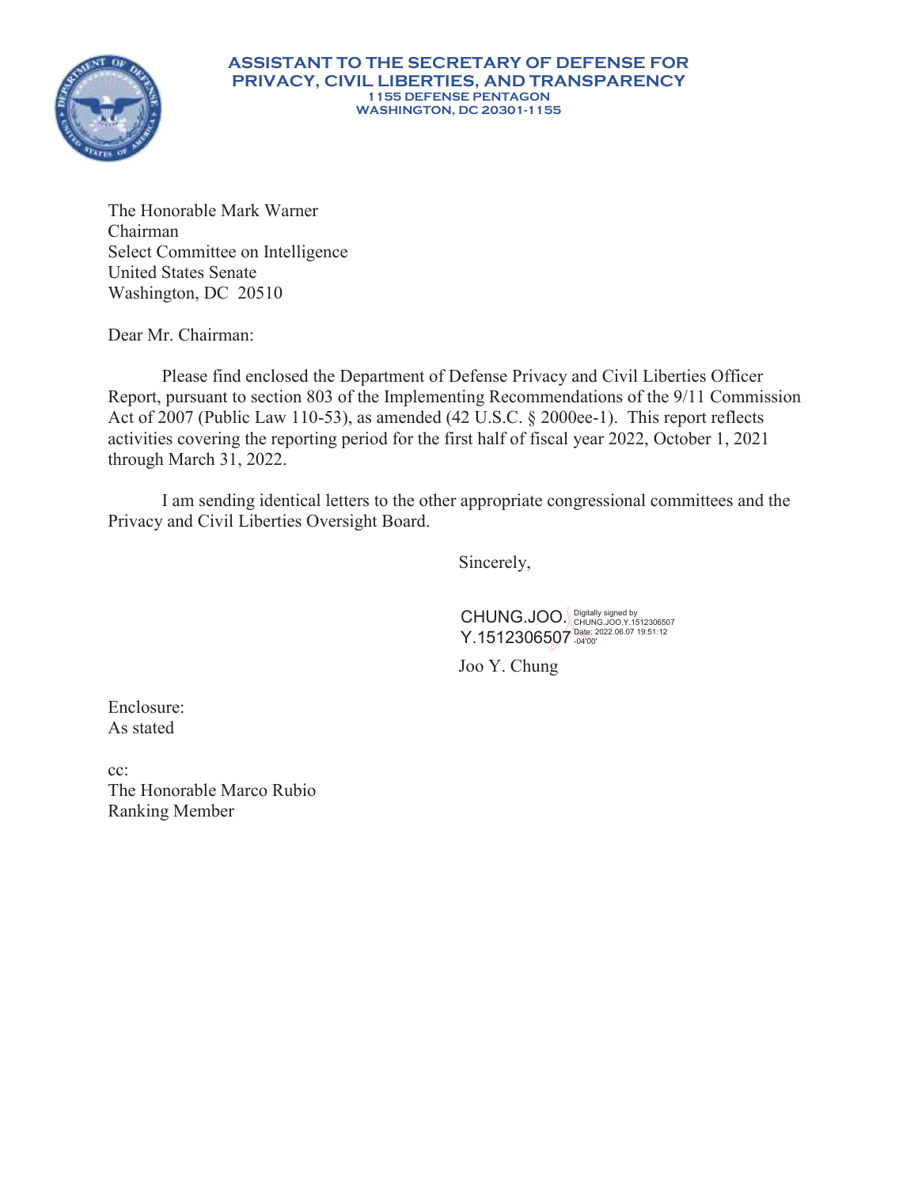**ASSISTANT TO THE SECRETARY OF DEFENSE FOR PRIVACY, CIVIL LIBERTIES, AND TRANSPARENCY**
**1155 DEFENSE PENTAGON**
**WASHINGTON, DC 20301-1155**

The Honorable Mark Warner
Chairman
Select Committee on Intelligence
United States Senate
Washington, DC 20510

Dear Mr. Chairman:

Please find enclosed the Department of Defense Privacy and Civil Liberties Officer Report, pursuant to section 803 of the Implementing Recommendations of the 9/11 Commission Act of 2007 (Public Law 110-53), as amended (42 U.S.C. § 2000ee-1). This report reflects activities covering the reporting period for the first half of fiscal year 2022, October 1, 2021 through March 31, 2022.

I am sending identical letters to the other appropriate congressional committees and the Privacy and Civil Liberties Oversight Board.

Sincerely,

CHUNG.JOO.Y.1512306507 Digitally signed by CHUNG.JOO.Y.1512306507 Date: 2022.06.07 19:51:12 -04'00'

Joo Y. Chung

Enclosure:
As stated

cc:
The Honorable Marco Rubio
Ranking Member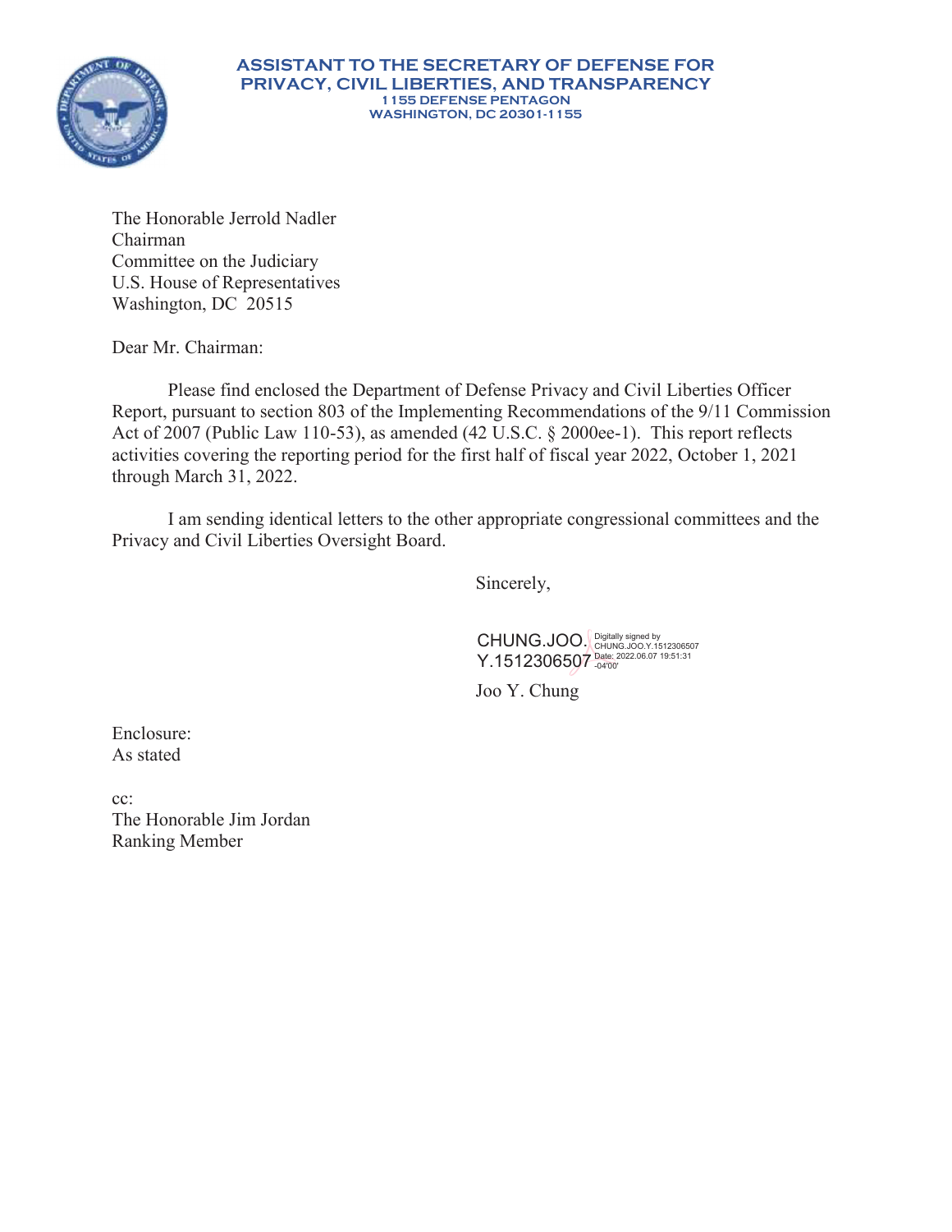**ASSISTANT TO THE SECRETARY OF DEFENSE FOR PRIVACY, CIVIL LIBERTIES, AND TRANSPARENCY**
**1155 DEFENSE PENTAGON**
**WASHINGTON, DC 20301-1155**

The Honorable Jerrold Nadler
Chairman
Committee on the Judiciary
U.S. House of Representatives
Washington, DC 20515

Dear Mr. Chairman:

Please find enclosed the Department of Defense Privacy and Civil Liberties Officer Report, pursuant to section 803 of the Implementing Recommendations of the 9/11 Commission Act of 2007 (Public Law 110-53), as amended (42 U.S.C. § 2000ee-1). This report reflects activities covering the reporting period for the first half of fiscal year 2022, October 1, 2021 through March 31, 2022.

I am sending identical letters to the other appropriate congressional committees and the Privacy and Civil Liberties Oversight Board.

Sincerely,

CHUNG.JOO.Y.1512306507 Digitally signed by CHUNG.JOO.Y.1512306507 Date: 2022.06.07 19:51:31 -04'00'

Joo Y. Chung

Enclosure:
As stated

cc:
The Honorable Jim Jordan
Ranking Member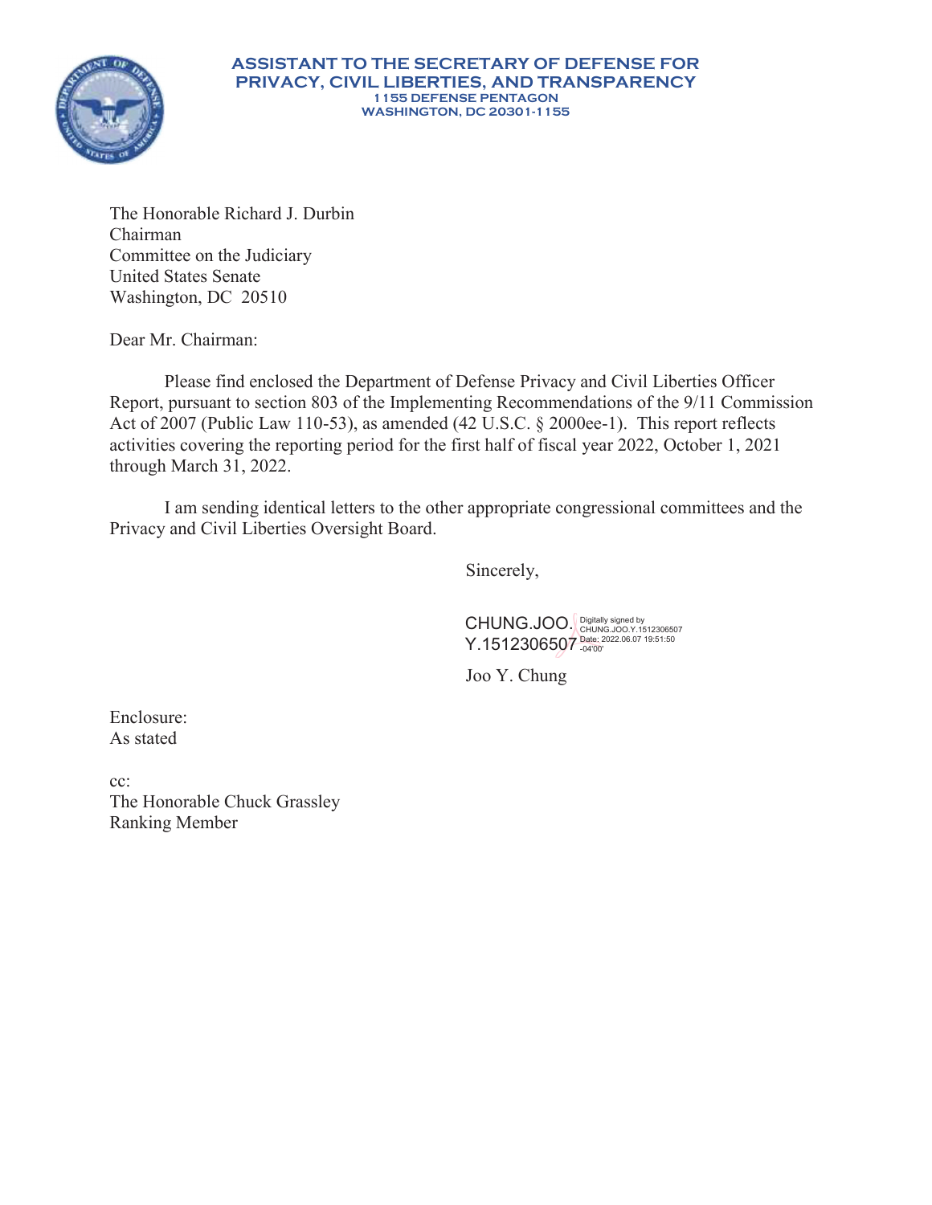**ASSISTANT TO THE SECRETARY OF DEFENSE FOR PRIVACY, CIVIL LIBERTIES, AND TRANSPARENCY**
**1155 DEFENSE PENTAGON**
**WASHINGTON, DC 20301-1155**

The Honorable Richard J. Durbin
Chairman
Committee on the Judiciary
United States Senate
Washington, DC 20510

Dear Mr. Chairman:

Please find enclosed the Department of Defense Privacy and Civil Liberties Officer Report, pursuant to section 803 of the Implementing Recommendations of the 9/11 Commission Act of 2007 (Public Law 110-53), as amended (42 U.S.C. § 2000ee-1). This report reflects activities covering the reporting period for the first half of fiscal year 2022, October 1, 2021 through March 31, 2022.

I am sending identical letters to the other appropriate congressional committees and the Privacy and Civil Liberties Oversight Board.

Sincerely,

CHUNG.JOO.Y.1512306507 Digitally signed by CHUNG.JOO.Y.1512306507 Date: 2022.06.07 19:51:50 -04'00'

Joo Y. Chung

Enclosure:
As stated

cc:
The Honorable Chuck Grassley
Ranking Member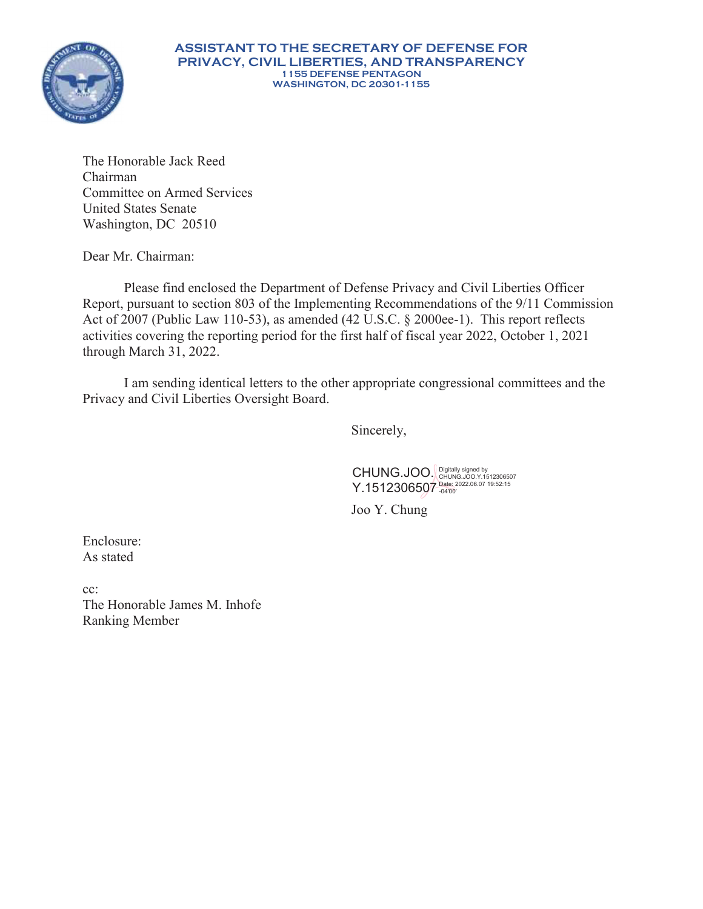**ASSISTANT TO THE SECRETARY OF DEFENSE FOR PRIVACY, CIVIL LIBERTIES, AND TRANSPARENCY**
**1155 DEFENSE PENTAGON**
**WASHINGTON, DC 20301-1155**

The Honorable Jack Reed
Chairman
Committee on Armed Services
United States Senate
Washington, DC 20510

Dear Mr. Chairman:

Please find enclosed the Department of Defense Privacy and Civil Liberties Officer Report, pursuant to section 803 of the Implementing Recommendations of the 9/11 Commission Act of 2007 (Public Law 110-53), as amended (42 U.S.C. § 2000ee-1). This report reflects activities covering the reporting period for the first half of fiscal year 2022, October 1, 2021 through March 31, 2022.

I am sending identical letters to the other appropriate congressional committees and the Privacy and Civil Liberties Oversight Board.

Sincerely,

CHUNG.JOO.Y.1512306507 Digitally signed by CHUNG.JOO.Y.1512306507 Date: 2022.06.07 19:52:15 -04'00'

Joo Y. Chung

Enclosure:
As stated

cc:
The Honorable James M. Inhofe
Ranking Member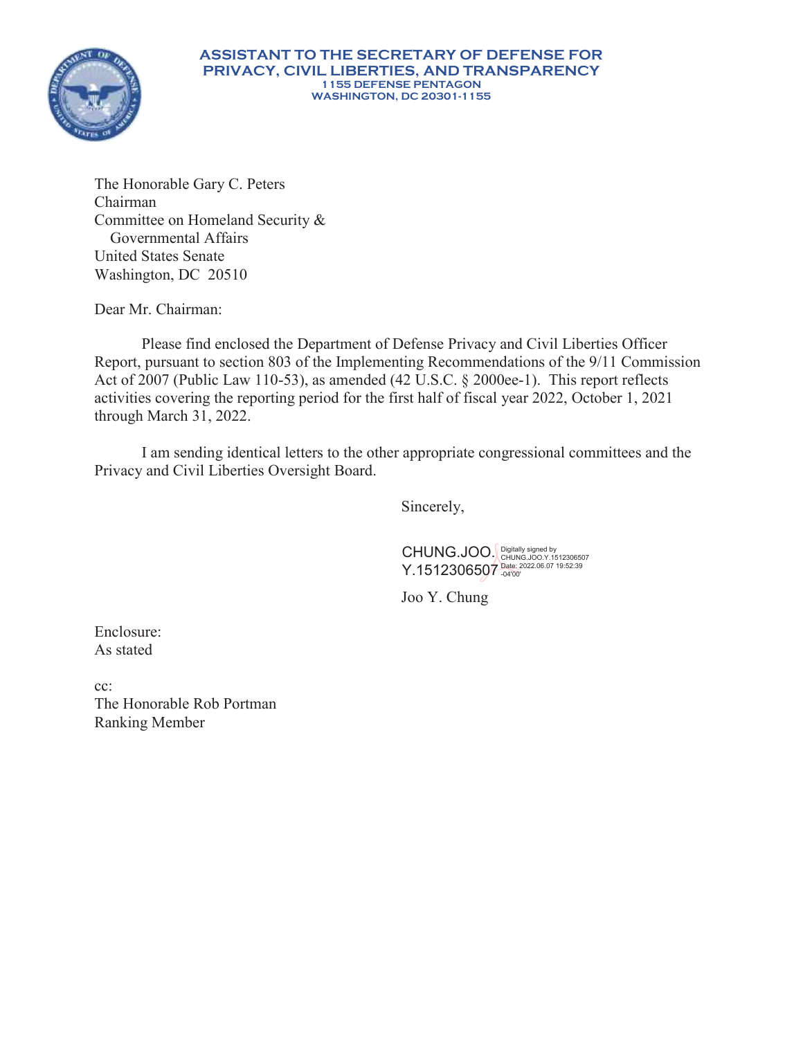**ASSISTANT TO THE SECRETARY OF DEFENSE FOR PRIVACY, CIVIL LIBERTIES, AND TRANSPARENCY**
**1155 DEFENSE PENTAGON**
**WASHINGTON, DC 20301-1155**

The Honorable Gary C. Peters
Chairman
Committee on Homeland Security &
Governmental Affairs
United States Senate
Washington, DC 20510

Dear Mr. Chairman:

Please find enclosed the Department of Defense Privacy and Civil Liberties Officer Report, pursuant to section 803 of the Implementing Recommendations of the 9/11 Commission Act of 2007 (Public Law 110-53), as amended (42 U.S.C. § 2000ee-1). This report reflects activities covering the reporting period for the first half of fiscal year 2022, October 1, 2021 through March 31, 2022.

I am sending identical letters to the other appropriate congressional committees and the Privacy and Civil Liberties Oversight Board.

Sincerely,

CHUNG.JOO.Y.1512306507 Digitally signed by CHUNG.JOO.Y.1512306507 Date: 2022.06.07 19:52:39 -04'00'

Joo Y. Chung

Enclosure:
As stated

cc:
The Honorable Rob Portman
Ranking Member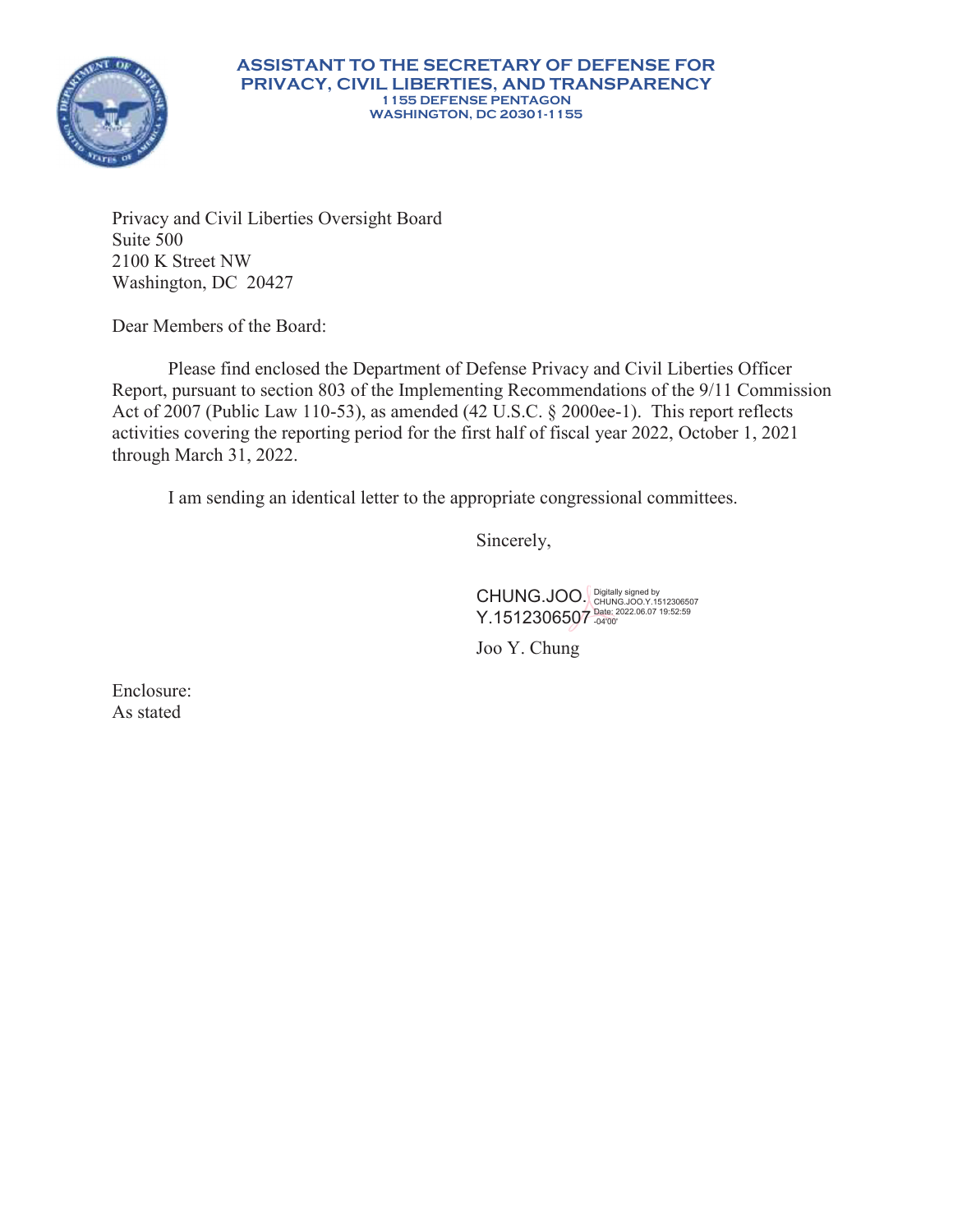**ASSISTANT TO THE SECRETARY OF DEFENSE FOR PRIVACY, CIVIL LIBERTIES, AND TRANSPARENCY**
**1155 DEFENSE PENTAGON**
**WASHINGTON, DC 20301-1155**

Privacy and Civil Liberties Oversight Board
Suite 500
2100 K Street NW
Washington, DC 20427

Dear Members of the Board:

Please find enclosed the Department of Defense Privacy and Civil Liberties Officer Report, pursuant to section 803 of the Implementing Recommendations of the 9/11 Commission Act of 2007 (Public Law 110-53), as amended (42 U.S.C. § 2000ee-1). This report reflects activities covering the reporting period for the first half of fiscal year 2022, October 1, 2021 through March 31, 2022.

I am sending an identical letter to the appropriate congressional committees.

Sincerely,

CHUNG.JOO.Y.1512306507 Digitally signed by CHUNG.JOO.Y.1512306507 Date: 2022.06.07 19:52:59 -04'00'

Joo Y. Chung

Enclosure:
As stated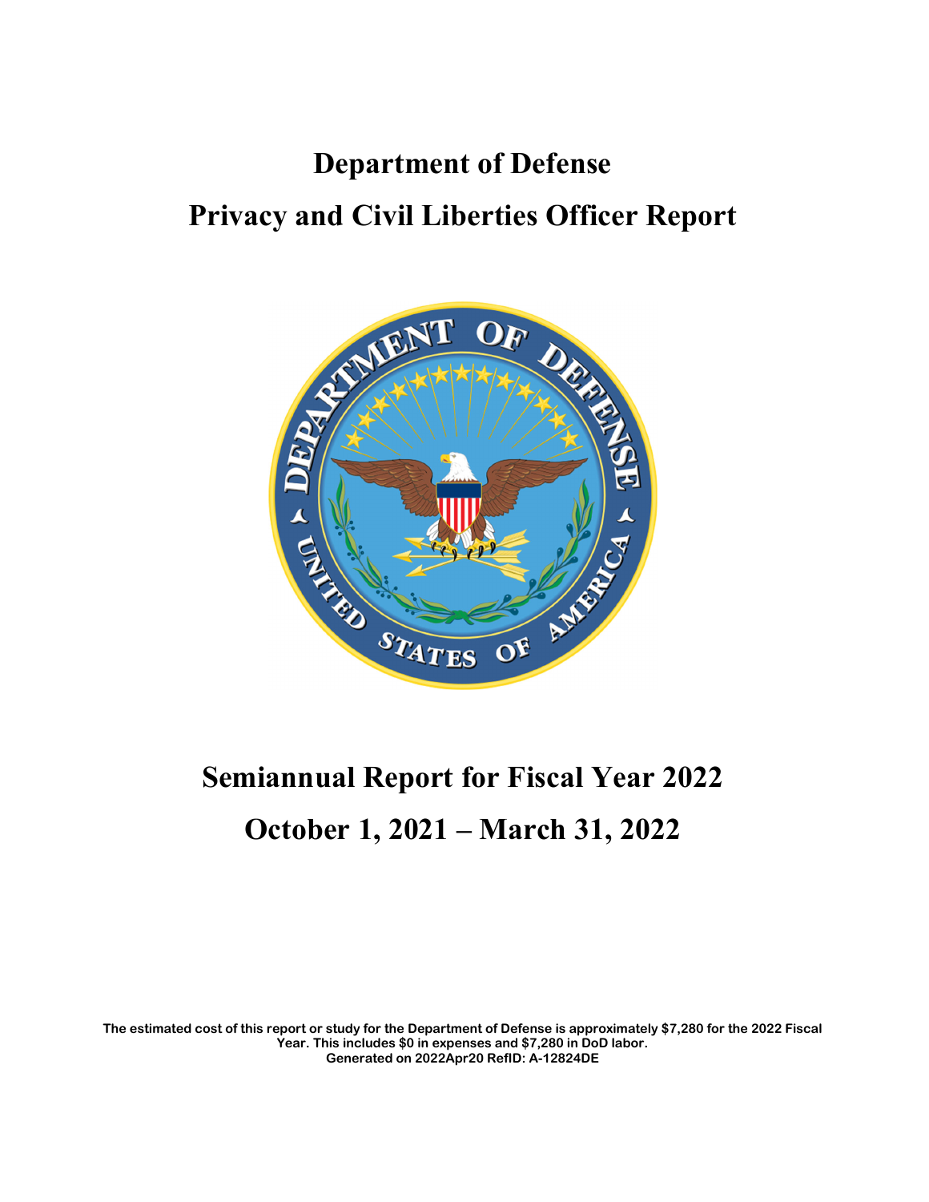# Department of Defense

# Privacy and Civil Liberties Officer Report

# Semiannual Report for Fiscal Year 2022

# October 1, 2021 – March 31, 2022

**The estimated cost of this report or study for the Department of Defense is approximately $7,280 for the 2022 Fiscal Year. This includes $0 in expenses and $7,280 in DoD labor. Generated on 2022Apr20 RefID: A-12824DE**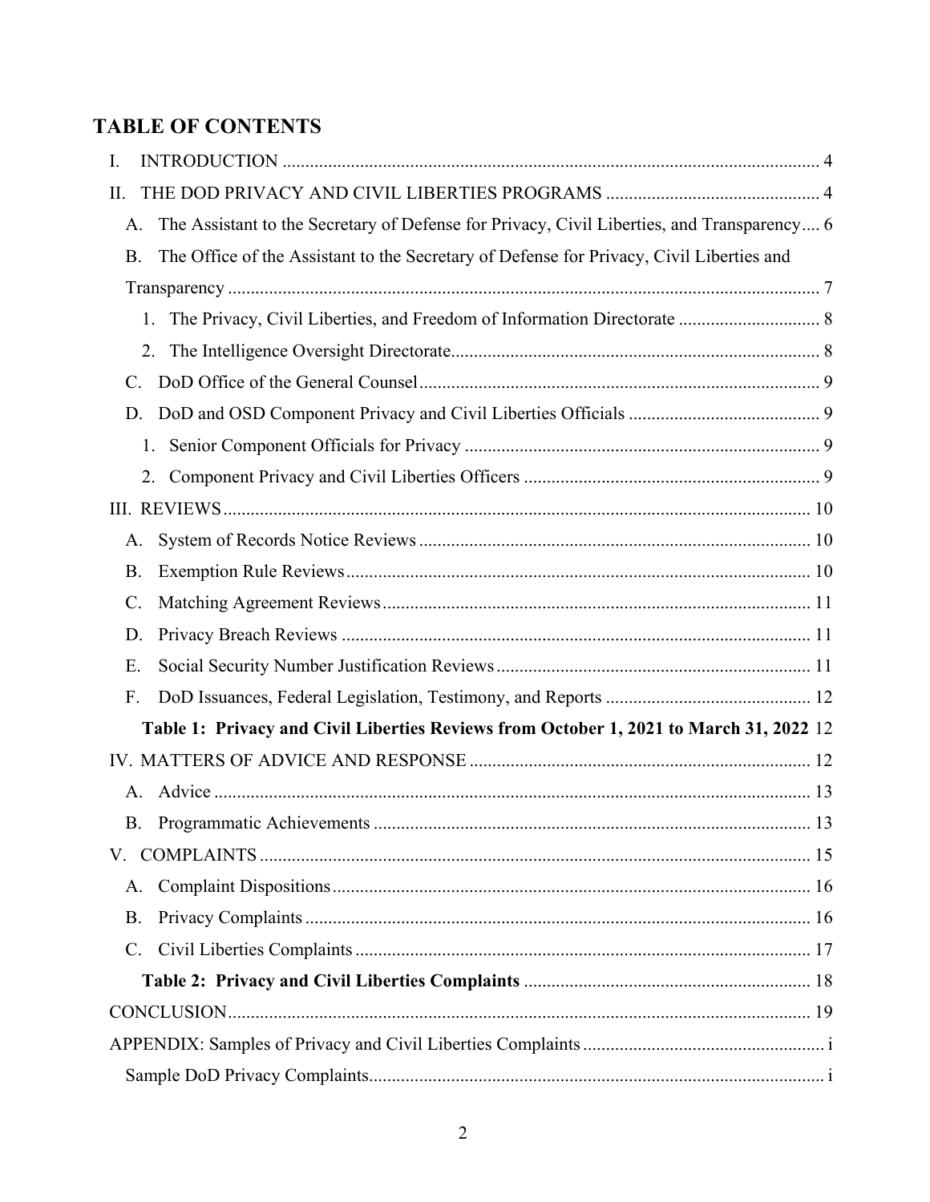# TABLE OF CONTENTS

I. INTRODUCTION ..................................................................................................................... 4

II. THE DOD PRIVACY AND CIVIL LIBERTIES PROGRAMS ............................................... 4

A. The Assistant to the Secretary of Defense for Privacy, Civil Liberties, and Transparency.... 6

B. The Office of the Assistant to the Secretary of Defense for Privacy, Civil Liberties and Transparency ................................................................................................................................. 7

1. The Privacy, Civil Liberties, and Freedom of Information Directorate ............................... 8

2. The Intelligence Oversight Directorate................................................................................. 8

C. DoD Office of the General Counsel....................................................................................... 9

D. DoD and OSD Component Privacy and Civil Liberties Officials .......................................... 9

1. Senior Component Officials for Privacy ............................................................................. 9

2. Component Privacy and Civil Liberties Officers ................................................................. 9

III. REVIEWS................................................................................................................................ 10

A. System of Records Notice Reviews ..................................................................................... 10

B. Exemption Rule Reviews..................................................................................................... 10

C. Matching Agreement Reviews............................................................................................. 11

D. Privacy Breach Reviews ...................................................................................................... 11

E. Social Security Number Justification Reviews..................................................................... 11

F. DoD Issuances, Federal Legislation, Testimony, and Reports ............................................. 12

**Table 1: Privacy and Civil Liberties Reviews from October 1, 2021 to March 31, 2022** 12

IV. MATTERS OF ADVICE AND RESPONSE .......................................................................... 12

A. Advice .................................................................................................................................. 13

B. Programmatic Achievements ................................................................................................ 13

V. COMPLAINTS ......................................................................................................................... 15

A. Complaint Dispositions........................................................................................................ 16

B. Privacy Complaints .............................................................................................................. 16

C. Civil Liberties Complaints ................................................................................................... 17

**Table 2: Privacy and Civil Liberties Complaints** ............................................................... 18

CONCLUSION............................................................................................................................... 19

APPENDIX: Samples of Privacy and Civil Liberties Complaints .................................................... i

Sample DoD Privacy Complaints................................................................................................... i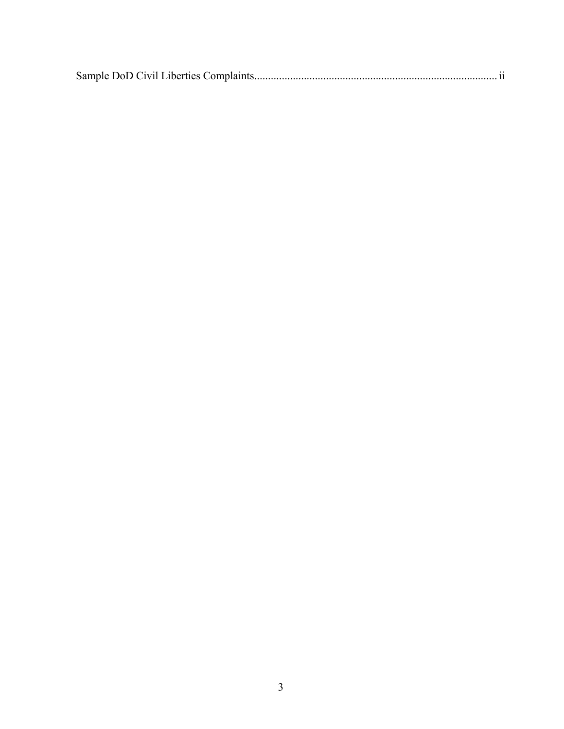Sample DoD Civil Liberties Complaints........................................................................................ ii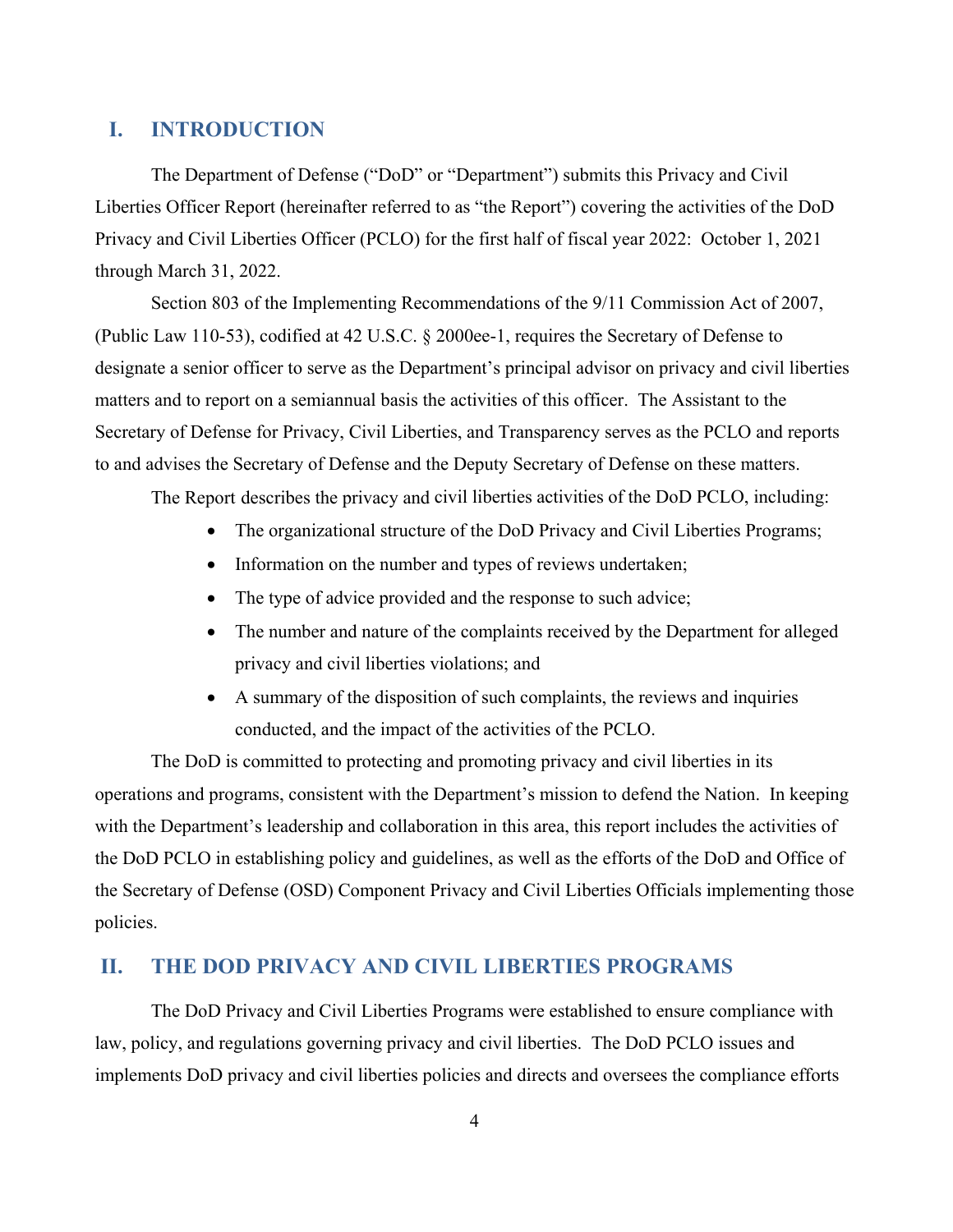## I. INTRODUCTION

The Department of Defense ("DoD" or "Department") submits this Privacy and Civil Liberties Officer Report (hereinafter referred to as "the Report") covering the activities of the DoD Privacy and Civil Liberties Officer (PCLO) for the first half of fiscal year 2022: October 1, 2021 through March 31, 2022.

Section 803 of the Implementing Recommendations of the 9/11 Commission Act of 2007, (Public Law 110-53), codified at 42 U.S.C. § 2000ee-1, requires the Secretary of Defense to designate a senior officer to serve as the Department's principal advisor on privacy and civil liberties matters and to report on a semiannual basis the activities of this officer. The Assistant to the Secretary of Defense for Privacy, Civil Liberties, and Transparency serves as the PCLO and reports to and advises the Secretary of Defense and the Deputy Secretary of Defense on these matters.

The Report describes the privacy and civil liberties activities of the DoD PCLO, including:

- The organizational structure of the DoD Privacy and Civil Liberties Programs;
- Information on the number and types of reviews undertaken;
- The type of advice provided and the response to such advice;
- The number and nature of the complaints received by the Department for alleged privacy and civil liberties violations; and
- A summary of the disposition of such complaints, the reviews and inquiries conducted, and the impact of the activities of the PCLO.

The DoD is committed to protecting and promoting privacy and civil liberties in its operations and programs, consistent with the Department's mission to defend the Nation. In keeping with the Department's leadership and collaboration in this area, this report includes the activities of the DoD PCLO in establishing policy and guidelines, as well as the efforts of the DoD and Office of the Secretary of Defense (OSD) Component Privacy and Civil Liberties Officials implementing those policies.

## II. THE DOD PRIVACY AND CIVIL LIBERTIES PROGRAMS

The DoD Privacy and Civil Liberties Programs were established to ensure compliance with law, policy, and regulations governing privacy and civil liberties. The DoD PCLO issues and implements DoD privacy and civil liberties policies and directs and oversees the compliance efforts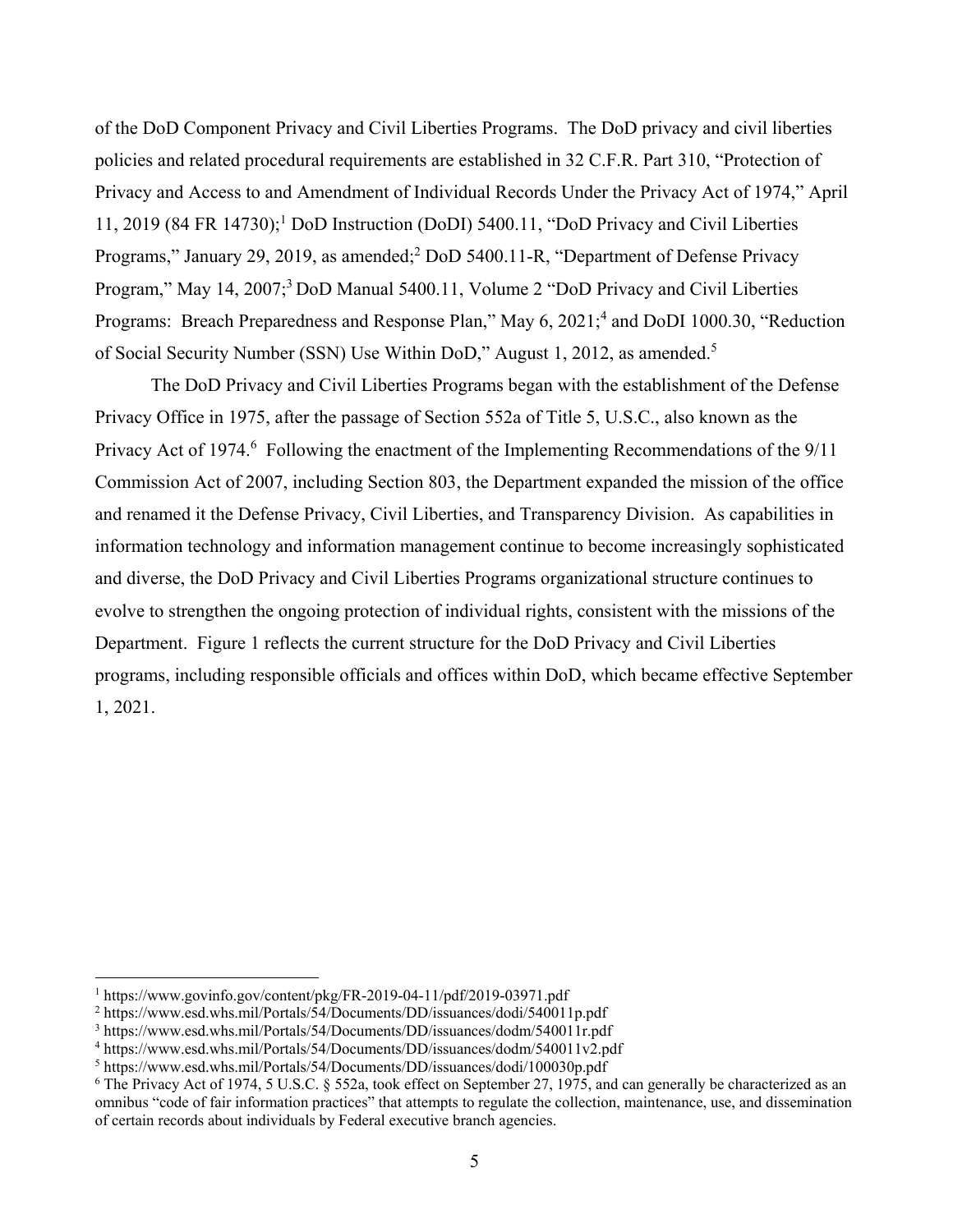of the DoD Component Privacy and Civil Liberties Programs. The DoD privacy and civil liberties policies and related procedural requirements are established in 32 C.F.R. Part 310, "Protection of Privacy and Access to and Amendment of Individual Records Under the Privacy Act of 1974," April 11, 2019 (84 FR 14730);[1] DoD Instruction (DoDI) 5400.11, "DoD Privacy and Civil Liberties Programs," January 29, 2019, as amended;[2] DoD 5400.11-R, "Department of Defense Privacy Program," May 14, 2007;[3] DoD Manual 5400.11, Volume 2 "DoD Privacy and Civil Liberties Programs: Breach Preparedness and Response Plan," May 6, 2021;[4] and DoDI 1000.30, "Reduction of Social Security Number (SSN) Use Within DoD," August 1, 2012, as amended.[5]

The DoD Privacy and Civil Liberties Programs began with the establishment of the Defense Privacy Office in 1975, after the passage of Section 552a of Title 5, U.S.C., also known as the Privacy Act of 1974.[6] Following the enactment of the Implementing Recommendations of the 9/11 Commission Act of 2007, including Section 803, the Department expanded the mission of the office and renamed it the Defense Privacy, Civil Liberties, and Transparency Division. As capabilities in information technology and information management continue to become increasingly sophisticated and diverse, the DoD Privacy and Civil Liberties Programs organizational structure continues to evolve to strengthen the ongoing protection of individual rights, consistent with the missions of the Department. Figure 1 reflects the current structure for the DoD Privacy and Civil Liberties programs, including responsible officials and offices within DoD, which became effective September 1, 2021.

---

[1] https://www.govinfo.gov/content/pkg/FR-2019-04-11/pdf/2019-03971.pdf

[2] https://www.esd.whs.mil/Portals/54/Documents/DD/issuances/dodi/540011p.pdf

[3] https://www.esd.whs.mil/Portals/54/Documents/DD/issuances/dodm/540011r.pdf

[4] https://www.esd.whs.mil/Portals/54/Documents/DD/issuances/dodm/540011v2.pdf

[5] https://www.esd.whs.mil/Portals/54/Documents/DD/issuances/dodi/100030p.pdf

[6] The Privacy Act of 1974, 5 U.S.C. § 552a, took effect on September 27, 1975, and can generally be characterized as an omnibus "code of fair information practices" that attempts to regulate the collection, maintenance, use, and dissemination of certain records about individuals by Federal executive branch agencies.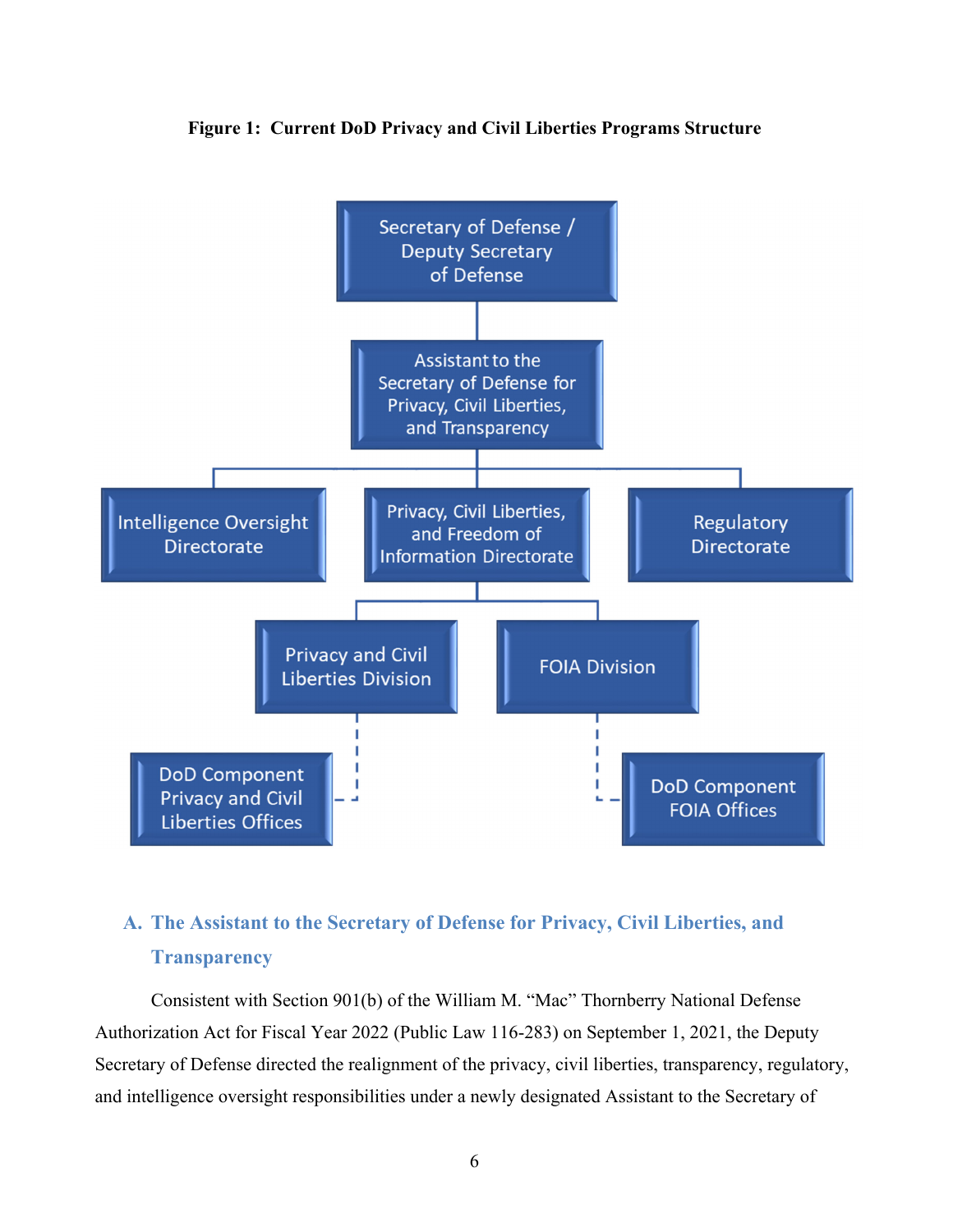**Figure 1: Current DoD Privacy and Civil Liberties Programs Structure**

- Secretary of Defense / Deputy Secretary of Defense
  - Assistant to the Secretary of Defense for Privacy, Civil Liberties, and Transparency
    - Intelligence Oversight Directorate
    - Privacy, Civil Liberties, and Freedom of Information Directorate
      - Privacy and Civil Liberties Division
        - DoD Component Privacy and Civil Liberties Offices
      - FOIA Division
        - DoD Component FOIA Offices
    - Regulatory Directorate

## A. The Assistant to the Secretary of Defense for Privacy, Civil Liberties, and Transparency

Consistent with Section 901(b) of the William M. "Mac" Thornberry National Defense Authorization Act for Fiscal Year 2022 (Public Law 116-283) on September 1, 2021, the Deputy Secretary of Defense directed the realignment of the privacy, civil liberties, transparency, regulatory, and intelligence oversight responsibilities under a newly designated Assistant to the Secretary of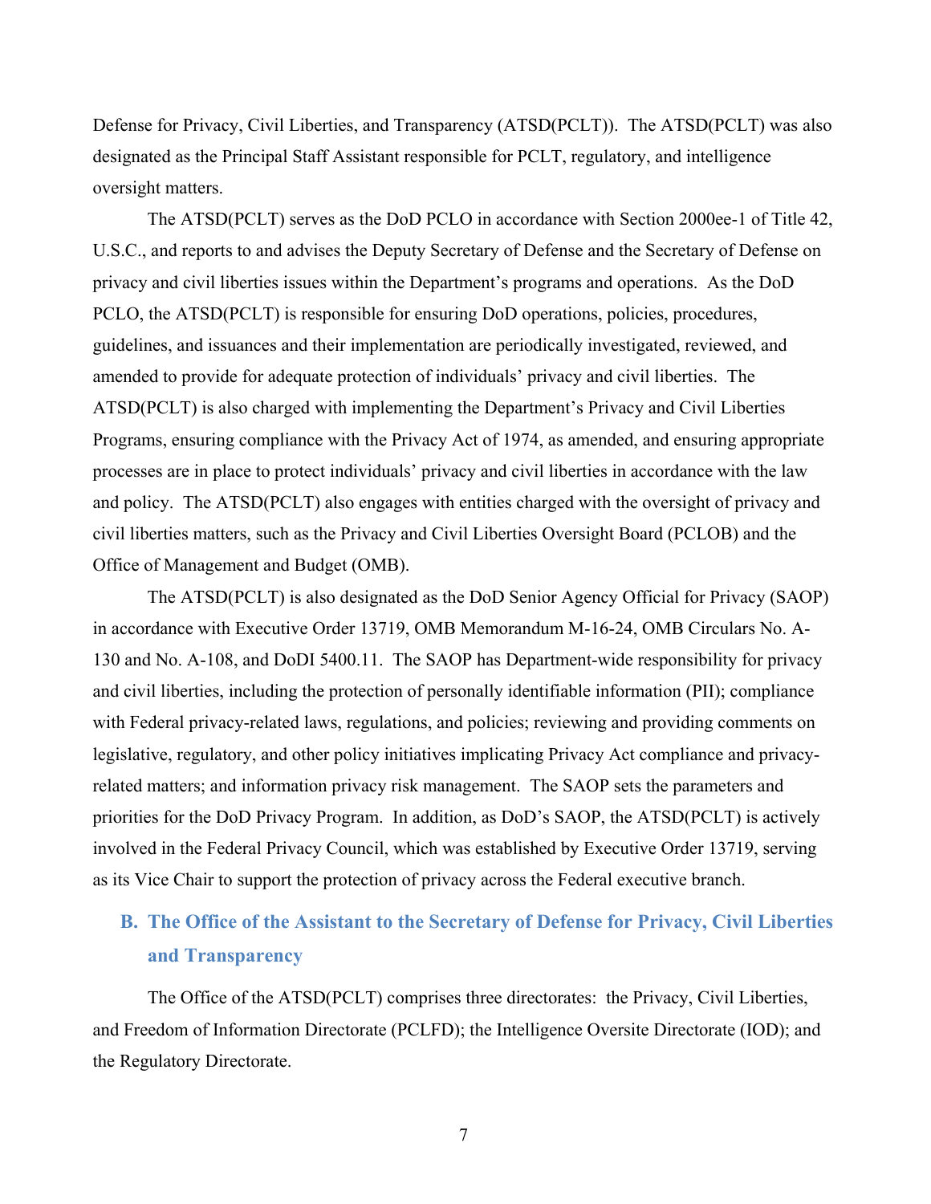Defense for Privacy, Civil Liberties, and Transparency (ATSD(PCLT)). The ATSD(PCLT) was also designated as the Principal Staff Assistant responsible for PCLT, regulatory, and intelligence oversight matters.

The ATSD(PCLT) serves as the DoD PCLO in accordance with Section 2000ee-1 of Title 42, U.S.C., and reports to and advises the Deputy Secretary of Defense and the Secretary of Defense on privacy and civil liberties issues within the Department's programs and operations. As the DoD PCLO, the ATSD(PCLT) is responsible for ensuring DoD operations, policies, procedures, guidelines, and issuances and their implementation are periodically investigated, reviewed, and amended to provide for adequate protection of individuals' privacy and civil liberties. The ATSD(PCLT) is also charged with implementing the Department's Privacy and Civil Liberties Programs, ensuring compliance with the Privacy Act of 1974, as amended, and ensuring appropriate processes are in place to protect individuals' privacy and civil liberties in accordance with the law and policy. The ATSD(PCLT) also engages with entities charged with the oversight of privacy and civil liberties matters, such as the Privacy and Civil Liberties Oversight Board (PCLOB) and the Office of Management and Budget (OMB).

The ATSD(PCLT) is also designated as the DoD Senior Agency Official for Privacy (SAOP) in accordance with Executive Order 13719, OMB Memorandum M-16-24, OMB Circulars No. A-130 and No. A-108, and DoDI 5400.11. The SAOP has Department-wide responsibility for privacy and civil liberties, including the protection of personally identifiable information (PII); compliance with Federal privacy-related laws, regulations, and policies; reviewing and providing comments on legislative, regulatory, and other policy initiatives implicating Privacy Act compliance and privacy-related matters; and information privacy risk management. The SAOP sets the parameters and priorities for the DoD Privacy Program. In addition, as DoD's SAOP, the ATSD(PCLT) is actively involved in the Federal Privacy Council, which was established by Executive Order 13719, serving as its Vice Chair to support the protection of privacy across the Federal executive branch.

## B. The Office of the Assistant to the Secretary of Defense for Privacy, Civil Liberties and Transparency

The Office of the ATSD(PCLT) comprises three directorates: the Privacy, Civil Liberties, and Freedom of Information Directorate (PCLFD); the Intelligence Oversite Directorate (IOD); and the Regulatory Directorate.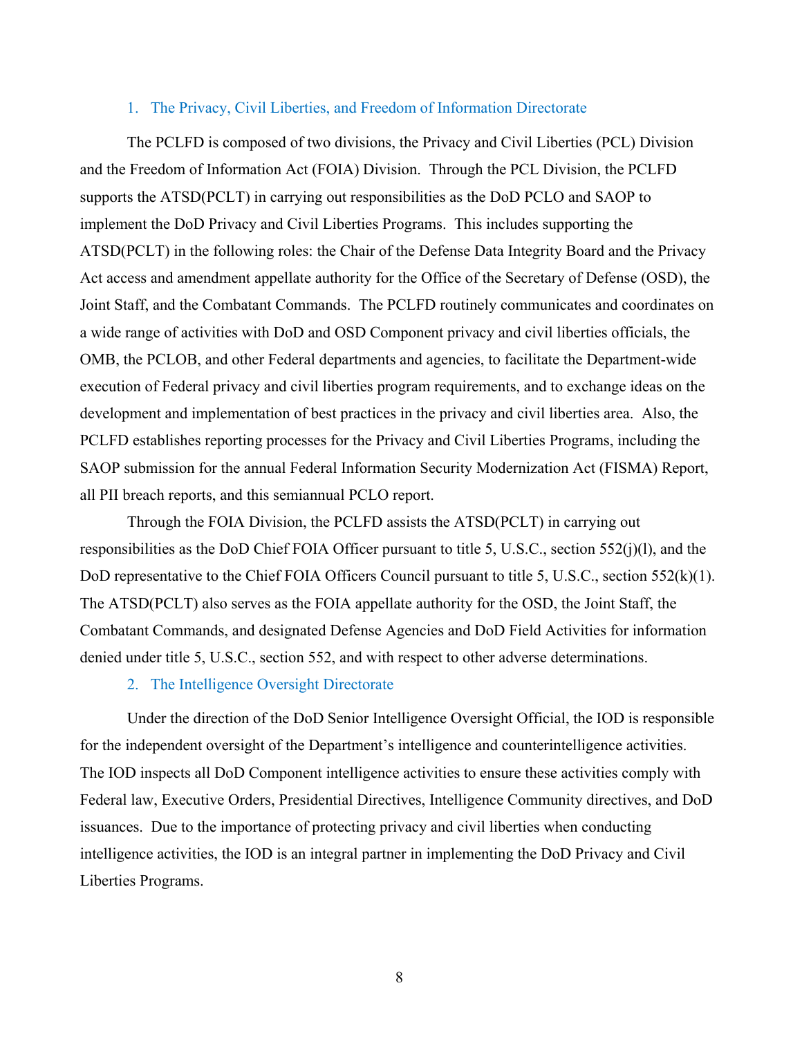### 1. The Privacy, Civil Liberties, and Freedom of Information Directorate

The PCLFD is composed of two divisions, the Privacy and Civil Liberties (PCL) Division and the Freedom of Information Act (FOIA) Division. Through the PCL Division, the PCLFD supports the ATSD(PCLT) in carrying out responsibilities as the DoD PCLO and SAOP to implement the DoD Privacy and Civil Liberties Programs. This includes supporting the ATSD(PCLT) in the following roles: the Chair of the Defense Data Integrity Board and the Privacy Act access and amendment appellate authority for the Office of the Secretary of Defense (OSD), the Joint Staff, and the Combatant Commands. The PCLFD routinely communicates and coordinates on a wide range of activities with DoD and OSD Component privacy and civil liberties officials, the OMB, the PCLOB, and other Federal departments and agencies, to facilitate the Department-wide execution of Federal privacy and civil liberties program requirements, and to exchange ideas on the development and implementation of best practices in the privacy and civil liberties area. Also, the PCLFD establishes reporting processes for the Privacy and Civil Liberties Programs, including the SAOP submission for the annual Federal Information Security Modernization Act (FISMA) Report, all PII breach reports, and this semiannual PCLO report.

Through the FOIA Division, the PCLFD assists the ATSD(PCLT) in carrying out responsibilities as the DoD Chief FOIA Officer pursuant to title 5, U.S.C., section 552(j)(l), and the DoD representative to the Chief FOIA Officers Council pursuant to title 5, U.S.C., section 552(k)(1). The ATSD(PCLT) also serves as the FOIA appellate authority for the OSD, the Joint Staff, the Combatant Commands, and designated Defense Agencies and DoD Field Activities for information denied under title 5, U.S.C., section 552, and with respect to other adverse determinations.

### 2. The Intelligence Oversight Directorate

Under the direction of the DoD Senior Intelligence Oversight Official, the IOD is responsible for the independent oversight of the Department's intelligence and counterintelligence activities. The IOD inspects all DoD Component intelligence activities to ensure these activities comply with Federal law, Executive Orders, Presidential Directives, Intelligence Community directives, and DoD issuances. Due to the importance of protecting privacy and civil liberties when conducting intelligence activities, the IOD is an integral partner in implementing the DoD Privacy and Civil Liberties Programs.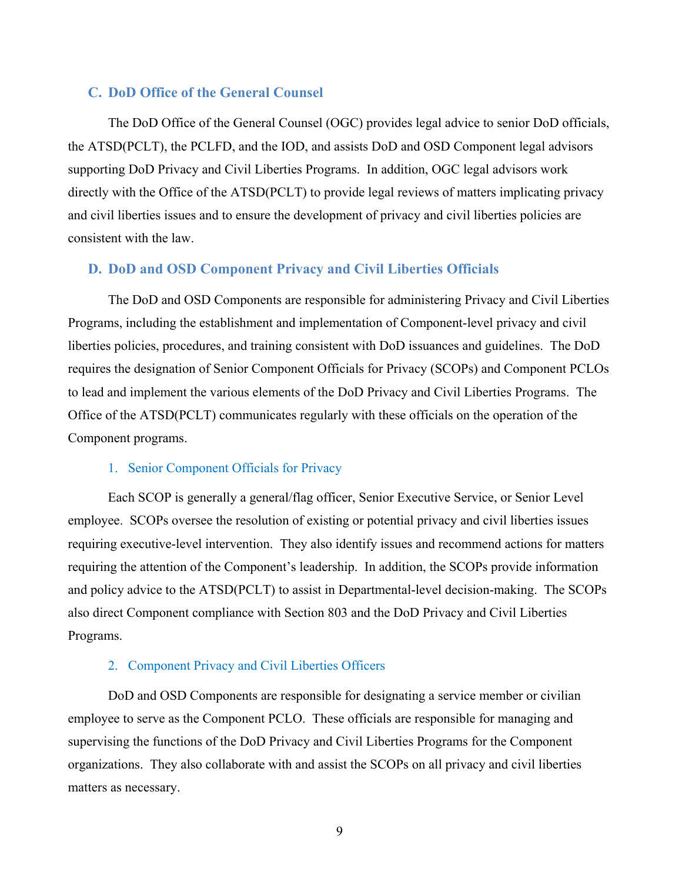## C. DoD Office of the General Counsel

The DoD Office of the General Counsel (OGC) provides legal advice to senior DoD officials, the ATSD(PCLT), the PCLFD, and the IOD, and assists DoD and OSD Component legal advisors supporting DoD Privacy and Civil Liberties Programs. In addition, OGC legal advisors work directly with the Office of the ATSD(PCLT) to provide legal reviews of matters implicating privacy and civil liberties issues and to ensure the development of privacy and civil liberties policies are consistent with the law.

## D. DoD and OSD Component Privacy and Civil Liberties Officials

The DoD and OSD Components are responsible for administering Privacy and Civil Liberties Programs, including the establishment and implementation of Component-level privacy and civil liberties policies, procedures, and training consistent with DoD issuances and guidelines. The DoD requires the designation of Senior Component Officials for Privacy (SCOPs) and Component PCLOs to lead and implement the various elements of the DoD Privacy and Civil Liberties Programs. The Office of the ATSD(PCLT) communicates regularly with these officials on the operation of the Component programs.

### 1. Senior Component Officials for Privacy

Each SCOP is generally a general/flag officer, Senior Executive Service, or Senior Level employee. SCOPs oversee the resolution of existing or potential privacy and civil liberties issues requiring executive-level intervention. They also identify issues and recommend actions for matters requiring the attention of the Component's leadership. In addition, the SCOPs provide information and policy advice to the ATSD(PCLT) to assist in Departmental-level decision-making. The SCOPs also direct Component compliance with Section 803 and the DoD Privacy and Civil Liberties Programs.

### 2. Component Privacy and Civil Liberties Officers

DoD and OSD Components are responsible for designating a service member or civilian employee to serve as the Component PCLO. These officials are responsible for managing and supervising the functions of the DoD Privacy and Civil Liberties Programs for the Component organizations. They also collaborate with and assist the SCOPs on all privacy and civil liberties matters as necessary.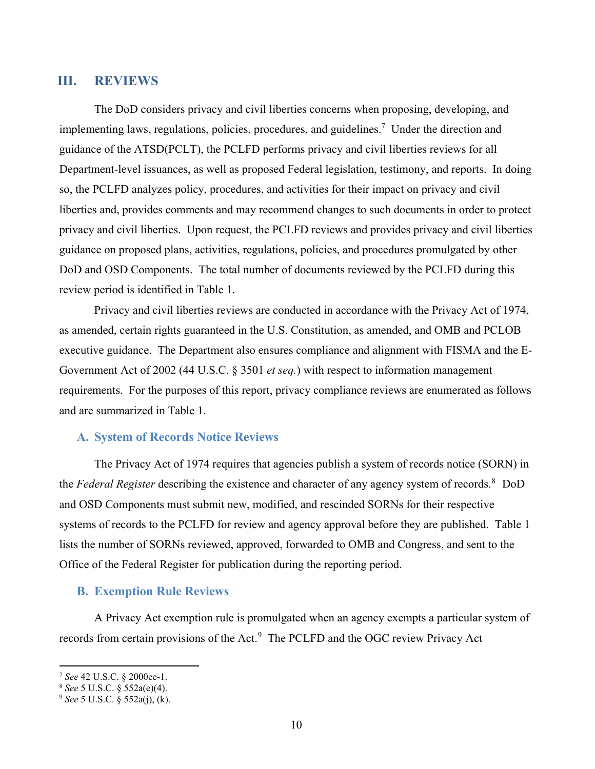## III. REVIEWS

The DoD considers privacy and civil liberties concerns when proposing, developing, and implementing laws, regulations, policies, procedures, and guidelines.[7] Under the direction and guidance of the ATSD(PCLT), the PCLFD performs privacy and civil liberties reviews for all Department-level issuances, as well as proposed Federal legislation, testimony, and reports. In doing so, the PCLFD analyzes policy, procedures, and activities for their impact on privacy and civil liberties and, provides comments and may recommend changes to such documents in order to protect privacy and civil liberties. Upon request, the PCLFD reviews and provides privacy and civil liberties guidance on proposed plans, activities, regulations, policies, and procedures promulgated by other DoD and OSD Components. The total number of documents reviewed by the PCLFD during this review period is identified in Table 1.

Privacy and civil liberties reviews are conducted in accordance with the Privacy Act of 1974, as amended, certain rights guaranteed in the U.S. Constitution, as amended, and OMB and PCLOB executive guidance. The Department also ensures compliance and alignment with FISMA and the E-Government Act of 2002 (44 U.S.C. § 3501 *et seq.*) with respect to information management requirements. For the purposes of this report, privacy compliance reviews are enumerated as follows and are summarized in Table 1.

### A. System of Records Notice Reviews

The Privacy Act of 1974 requires that agencies publish a system of records notice (SORN) in the *Federal Register* describing the existence and character of any agency system of records.[8] DoD and OSD Components must submit new, modified, and rescinded SORNs for their respective systems of records to the PCLFD for review and agency approval before they are published. Table 1 lists the number of SORNs reviewed, approved, forwarded to OMB and Congress, and sent to the Office of the Federal Register for publication during the reporting period.

### B. Exemption Rule Reviews

A Privacy Act exemption rule is promulgated when an agency exempts a particular system of records from certain provisions of the Act.[9] The PCLFD and the OGC review Privacy Act

---

[7] *See* 42 U.S.C. § 2000ee-1.
[8] *See* 5 U.S.C. § 552a(e)(4).
[9] *See* 5 U.S.C. § 552a(j), (k).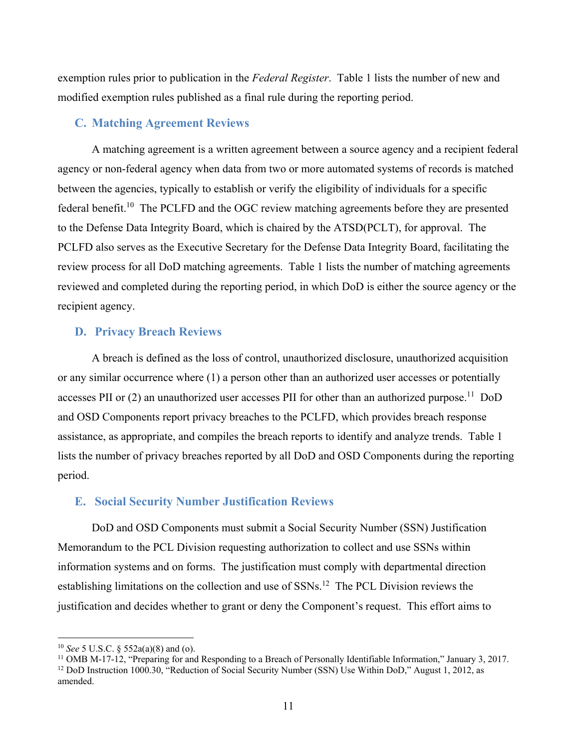exemption rules prior to publication in the *Federal Register*. Table 1 lists the number of new and modified exemption rules published as a final rule during the reporting period.

### C. Matching Agreement Reviews

A matching agreement is a written agreement between a source agency and a recipient federal agency or non-federal agency when data from two or more automated systems of records is matched between the agencies, typically to establish or verify the eligibility of individuals for a specific federal benefit.[10] The PCLFD and the OGC review matching agreements before they are presented to the Defense Data Integrity Board, which is chaired by the ATSD(PCLT), for approval. The PCLFD also serves as the Executive Secretary for the Defense Data Integrity Board, facilitating the review process for all DoD matching agreements. Table 1 lists the number of matching agreements reviewed and completed during the reporting period, in which DoD is either the source agency or the recipient agency.

### D. Privacy Breach Reviews

A breach is defined as the loss of control, unauthorized disclosure, unauthorized acquisition or any similar occurrence where (1) a person other than an authorized user accesses or potentially accesses PII or (2) an unauthorized user accesses PII for other than an authorized purpose.[11] DoD and OSD Components report privacy breaches to the PCLFD, which provides breach response assistance, as appropriate, and compiles the breach reports to identify and analyze trends. Table 1 lists the number of privacy breaches reported by all DoD and OSD Components during the reporting period.

### E. Social Security Number Justification Reviews

DoD and OSD Components must submit a Social Security Number (SSN) Justification Memorandum to the PCL Division requesting authorization to collect and use SSNs within information systems and on forms. The justification must comply with departmental direction establishing limitations on the collection and use of SSNs.[12] The PCL Division reviews the justification and decides whether to grant or deny the Component's request. This effort aims to

---

[10] *See* 5 U.S.C. § 552a(a)(8) and (o).

[11] OMB M-17-12, "Preparing for and Responding to a Breach of Personally Identifiable Information," January 3, 2017.

[12] DoD Instruction 1000.30, "Reduction of Social Security Number (SSN) Use Within DoD," August 1, 2012, as amended.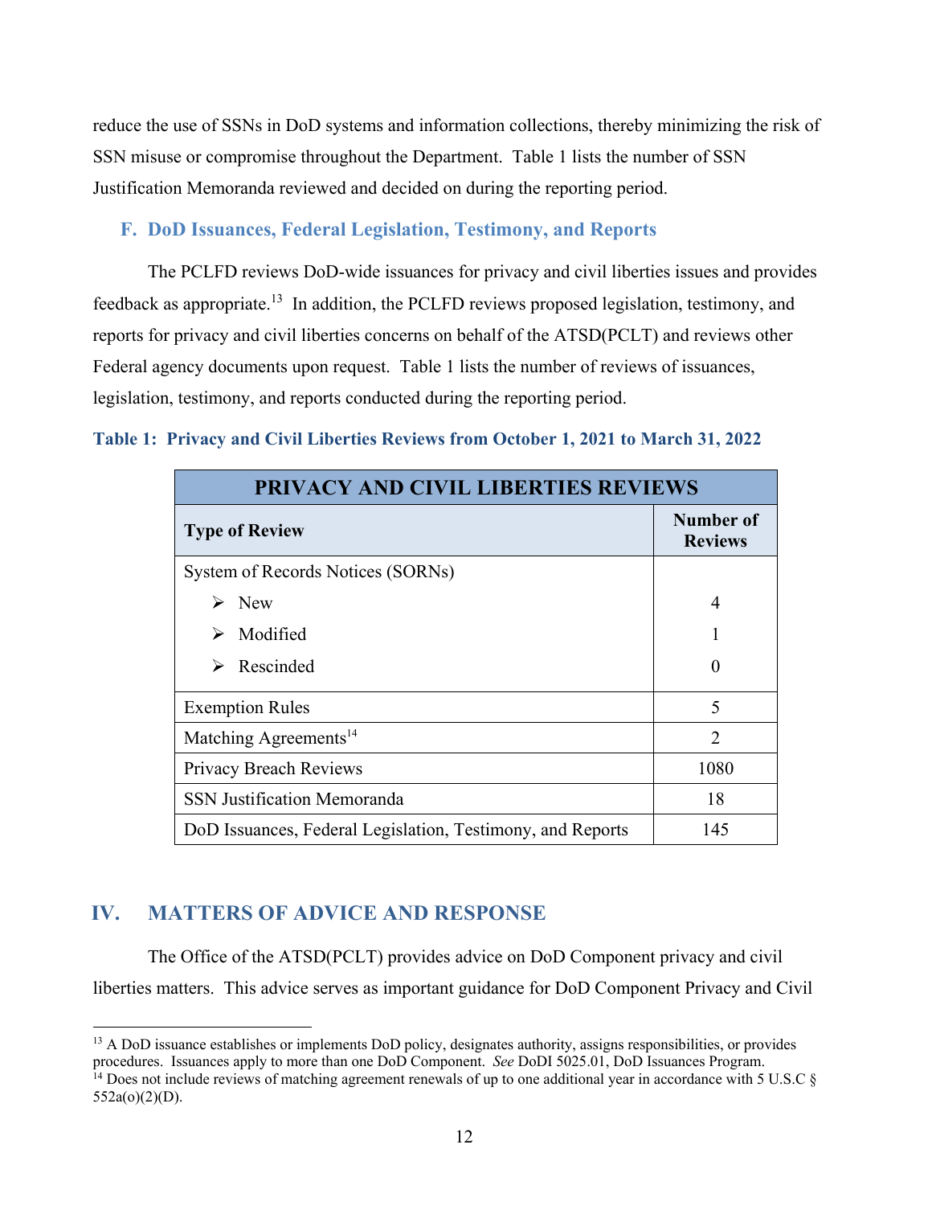reduce the use of SSNs in DoD systems and information collections, thereby minimizing the risk of SSN misuse or compromise throughout the Department. Table 1 lists the number of SSN Justification Memoranda reviewed and decided on during the reporting period.

### F. DoD Issuances, Federal Legislation, Testimony, and Reports

The PCLFD reviews DoD-wide issuances for privacy and civil liberties issues and provides feedback as appropriate.[13] In addition, the PCLFD reviews proposed legislation, testimony, and reports for privacy and civil liberties concerns on behalf of the ATSD(PCLT) and reviews other Federal agency documents upon request. Table 1 lists the number of reviews of issuances, legislation, testimony, and reports conducted during the reporting period.

**Table 1: Privacy and Civil Liberties Reviews from October 1, 2021 to March 31, 2022**

| PRIVACY AND CIVIL LIBERTIES REVIEWS | |
|---|---|
| **Type of Review** | **Number of Reviews** |
| System of Records Notices (SORNs) | |
| ➢ New | 4 |
| ➢ Modified | 1 |
| ➢ Rescinded | 0 |
| Exemption Rules | 5 |
| Matching Agreements[14] | 2 |
| Privacy Breach Reviews | 1080 |
| SSN Justification Memoranda | 18 |
| DoD Issuances, Federal Legislation, Testimony, and Reports | 145 |

## IV. MATTERS OF ADVICE AND RESPONSE

The Office of the ATSD(PCLT) provides advice on DoD Component privacy and civil liberties matters. This advice serves as important guidance for DoD Component Privacy and Civil

---

[13] A DoD issuance establishes or implements DoD policy, designates authority, assigns responsibilities, or provides procedures. Issuances apply to more than one DoD Component. *See* DoDI 5025.01, DoD Issuances Program.

[14] Does not include reviews of matching agreement renewals of up to one additional year in accordance with 5 U.S.C § 552a(o)(2)(D).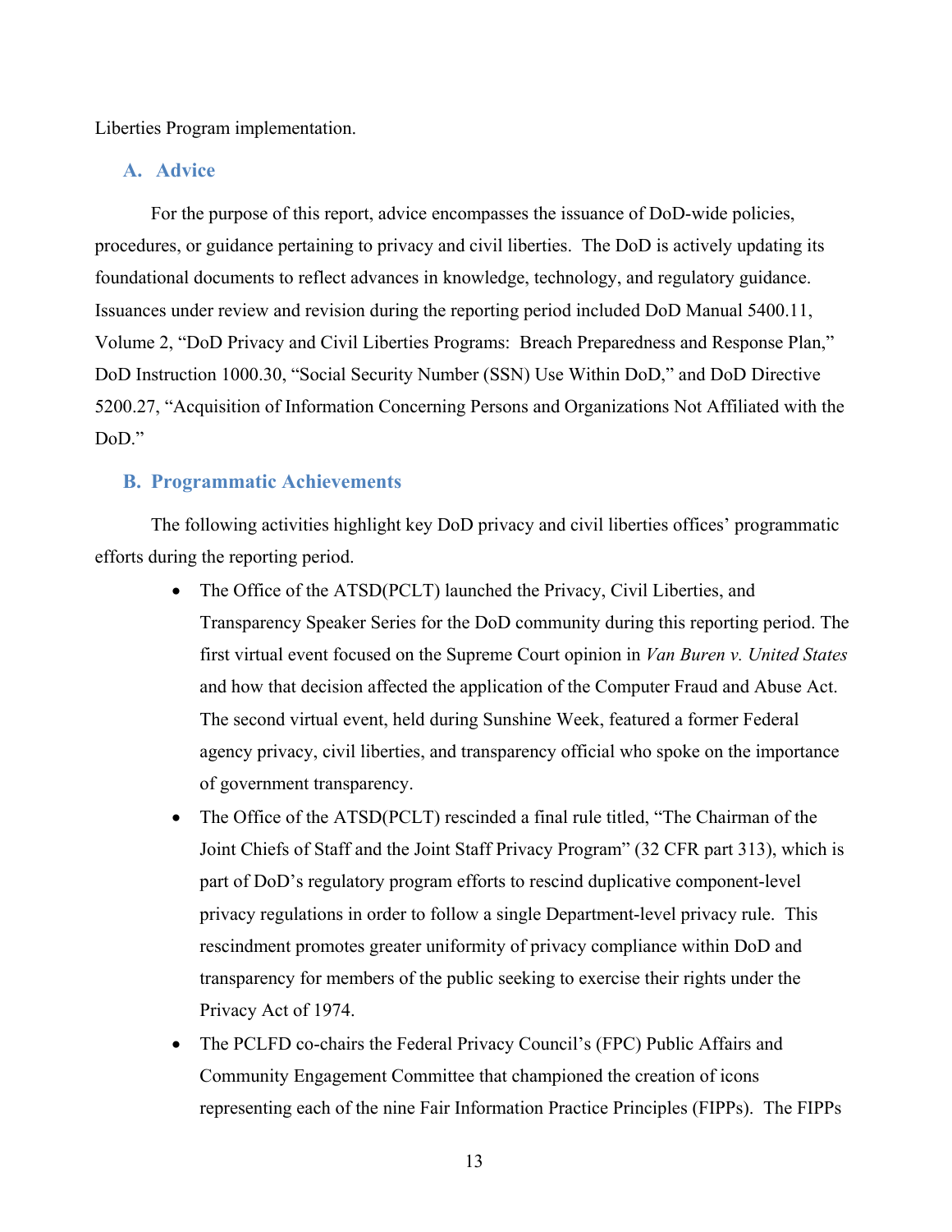Liberties Program implementation.

## A. Advice

For the purpose of this report, advice encompasses the issuance of DoD-wide policies, procedures, or guidance pertaining to privacy and civil liberties. The DoD is actively updating its foundational documents to reflect advances in knowledge, technology, and regulatory guidance. Issuances under review and revision during the reporting period included DoD Manual 5400.11, Volume 2, "DoD Privacy and Civil Liberties Programs: Breach Preparedness and Response Plan," DoD Instruction 1000.30, "Social Security Number (SSN) Use Within DoD," and DoD Directive 5200.27, "Acquisition of Information Concerning Persons and Organizations Not Affiliated with the DoD."

## B. Programmatic Achievements

The following activities highlight key DoD privacy and civil liberties offices' programmatic efforts during the reporting period.

- The Office of the ATSD(PCLT) launched the Privacy, Civil Liberties, and Transparency Speaker Series for the DoD community during this reporting period. The first virtual event focused on the Supreme Court opinion in *Van Buren v. United States* and how that decision affected the application of the Computer Fraud and Abuse Act. The second virtual event, held during Sunshine Week, featured a former Federal agency privacy, civil liberties, and transparency official who spoke on the importance of government transparency.
- The Office of the ATSD(PCLT) rescinded a final rule titled, "The Chairman of the Joint Chiefs of Staff and the Joint Staff Privacy Program" (32 CFR part 313), which is part of DoD's regulatory program efforts to rescind duplicative component-level privacy regulations in order to follow a single Department-level privacy rule. This rescindment promotes greater uniformity of privacy compliance within DoD and transparency for members of the public seeking to exercise their rights under the Privacy Act of 1974.
- The PCLFD co-chairs the Federal Privacy Council's (FPC) Public Affairs and Community Engagement Committee that championed the creation of icons representing each of the nine Fair Information Practice Principles (FIPPs). The FIPPs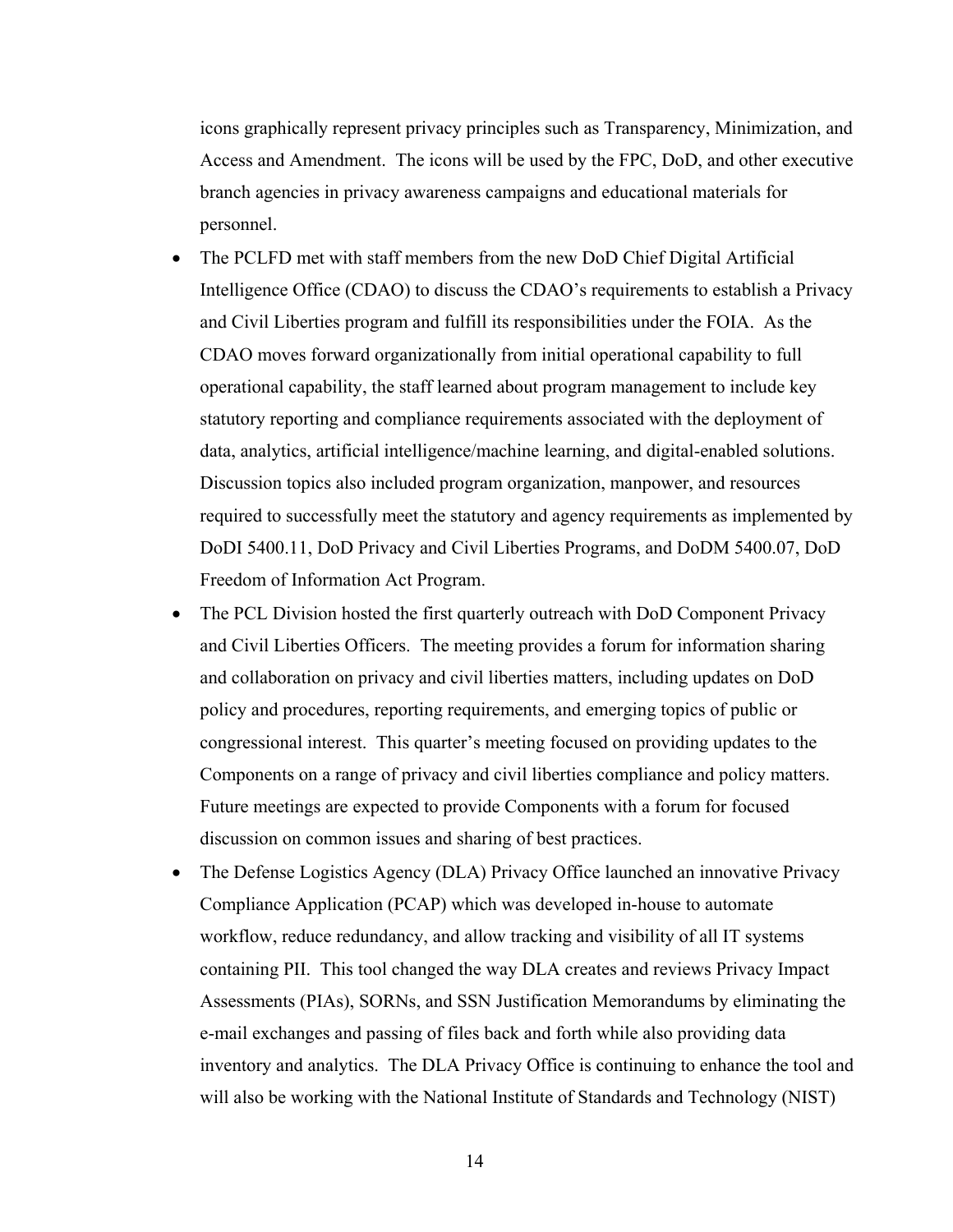icons graphically represent privacy principles such as Transparency, Minimization, and Access and Amendment. The icons will be used by the FPC, DoD, and other executive branch agencies in privacy awareness campaigns and educational materials for personnel.

- The PCLFD met with staff members from the new DoD Chief Digital Artificial Intelligence Office (CDAO) to discuss the CDAO's requirements to establish a Privacy and Civil Liberties program and fulfill its responsibilities under the FOIA. As the CDAO moves forward organizationally from initial operational capability to full operational capability, the staff learned about program management to include key statutory reporting and compliance requirements associated with the deployment of data, analytics, artificial intelligence/machine learning, and digital-enabled solutions. Discussion topics also included program organization, manpower, and resources required to successfully meet the statutory and agency requirements as implemented by DoDI 5400.11, DoD Privacy and Civil Liberties Programs, and DoDM 5400.07, DoD Freedom of Information Act Program.
- The PCL Division hosted the first quarterly outreach with DoD Component Privacy and Civil Liberties Officers. The meeting provides a forum for information sharing and collaboration on privacy and civil liberties matters, including updates on DoD policy and procedures, reporting requirements, and emerging topics of public or congressional interest. This quarter's meeting focused on providing updates to the Components on a range of privacy and civil liberties compliance and policy matters. Future meetings are expected to provide Components with a forum for focused discussion on common issues and sharing of best practices.
- The Defense Logistics Agency (DLA) Privacy Office launched an innovative Privacy Compliance Application (PCAP) which was developed in-house to automate workflow, reduce redundancy, and allow tracking and visibility of all IT systems containing PII. This tool changed the way DLA creates and reviews Privacy Impact Assessments (PIAs), SORNs, and SSN Justification Memorandums by eliminating the e-mail exchanges and passing of files back and forth while also providing data inventory and analytics. The DLA Privacy Office is continuing to enhance the tool and will also be working with the National Institute of Standards and Technology (NIST)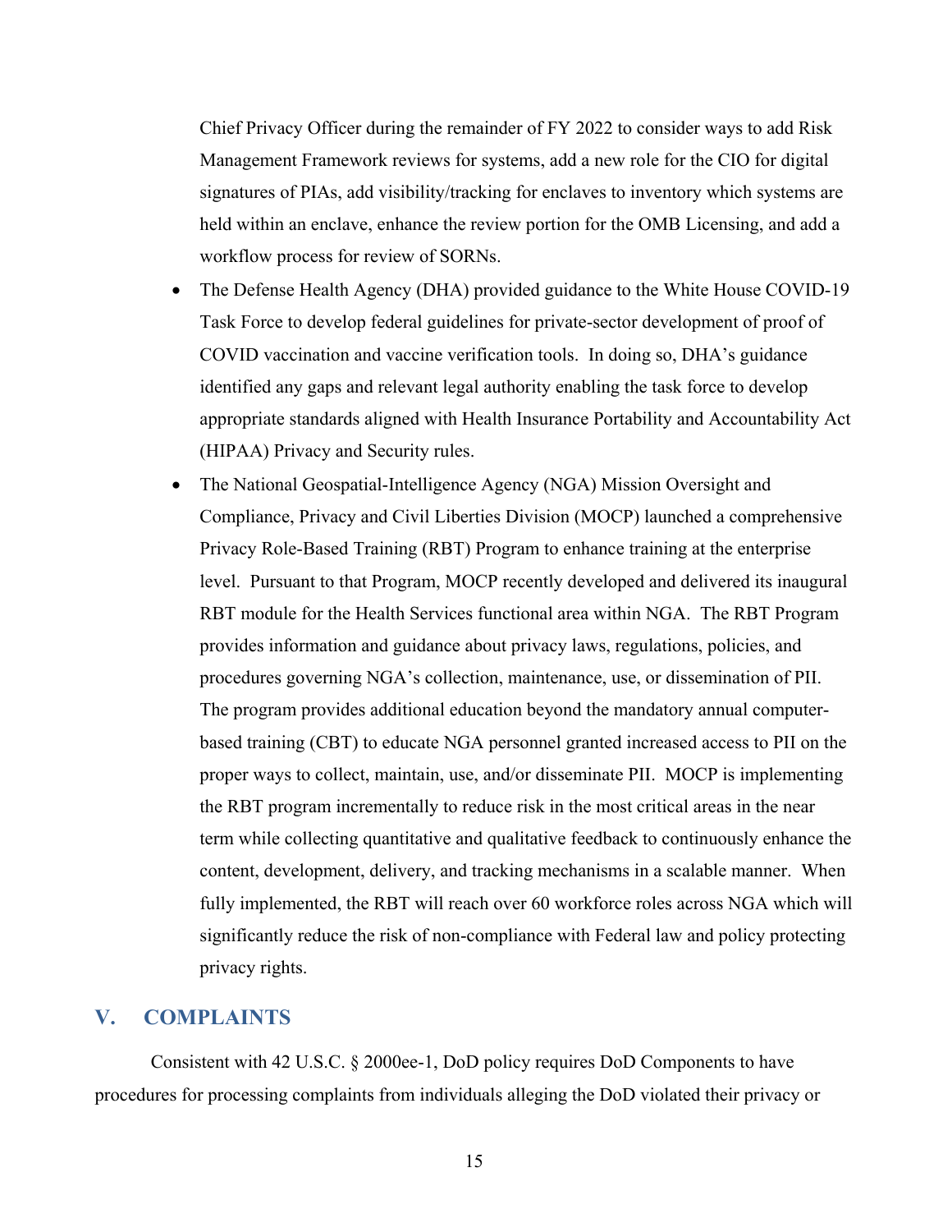Chief Privacy Officer during the remainder of FY 2022 to consider ways to add Risk Management Framework reviews for systems, add a new role for the CIO for digital signatures of PIAs, add visibility/tracking for enclaves to inventory which systems are held within an enclave, enhance the review portion for the OMB Licensing, and add a workflow process for review of SORNs.

- The Defense Health Agency (DHA) provided guidance to the White House COVID-19 Task Force to develop federal guidelines for private-sector development of proof of COVID vaccination and vaccine verification tools. In doing so, DHA's guidance identified any gaps and relevant legal authority enabling the task force to develop appropriate standards aligned with Health Insurance Portability and Accountability Act (HIPAA) Privacy and Security rules.
- The National Geospatial-Intelligence Agency (NGA) Mission Oversight and Compliance, Privacy and Civil Liberties Division (MOCP) launched a comprehensive Privacy Role-Based Training (RBT) Program to enhance training at the enterprise level. Pursuant to that Program, MOCP recently developed and delivered its inaugural RBT module for the Health Services functional area within NGA. The RBT Program provides information and guidance about privacy laws, regulations, policies, and procedures governing NGA's collection, maintenance, use, or dissemination of PII. The program provides additional education beyond the mandatory annual computer-based training (CBT) to educate NGA personnel granted increased access to PII on the proper ways to collect, maintain, use, and/or disseminate PII. MOCP is implementing the RBT program incrementally to reduce risk in the most critical areas in the near term while collecting quantitative and qualitative feedback to continuously enhance the content, development, delivery, and tracking mechanisms in a scalable manner. When fully implemented, the RBT will reach over 60 workforce roles across NGA which will significantly reduce the risk of non-compliance with Federal law and policy protecting privacy rights.

## V. COMPLAINTS

Consistent with 42 U.S.C. § 2000ee-1, DoD policy requires DoD Components to have procedures for processing complaints from individuals alleging the DoD violated their privacy or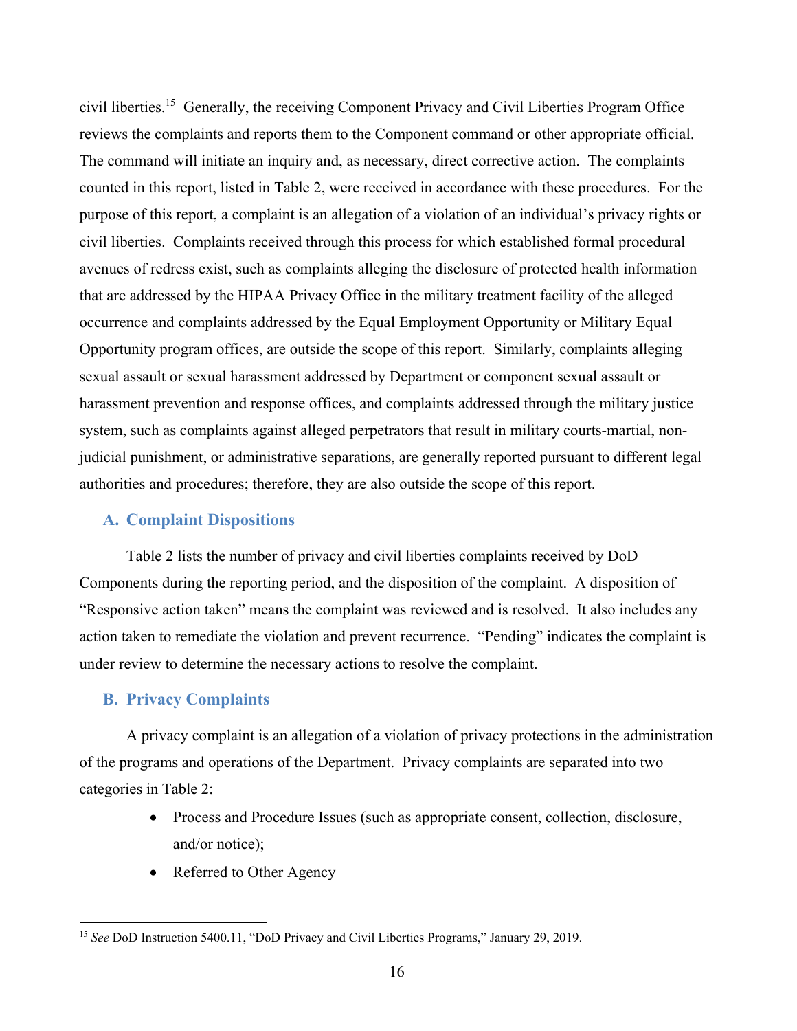civil liberties.[15] Generally, the receiving Component Privacy and Civil Liberties Program Office reviews the complaints and reports them to the Component command or other appropriate official. The command will initiate an inquiry and, as necessary, direct corrective action. The complaints counted in this report, listed in Table 2, were received in accordance with these procedures. For the purpose of this report, a complaint is an allegation of a violation of an individual's privacy rights or civil liberties. Complaints received through this process for which established formal procedural avenues of redress exist, such as complaints alleging the disclosure of protected health information that are addressed by the HIPAA Privacy Office in the military treatment facility of the alleged occurrence and complaints addressed by the Equal Employment Opportunity or Military Equal Opportunity program offices, are outside the scope of this report. Similarly, complaints alleging sexual assault or sexual harassment addressed by Department or component sexual assault or harassment prevention and response offices, and complaints addressed through the military justice system, such as complaints against alleged perpetrators that result in military courts-martial, non-judicial punishment, or administrative separations, are generally reported pursuant to different legal authorities and procedures; therefore, they are also outside the scope of this report.

## A. Complaint Dispositions

Table 2 lists the number of privacy and civil liberties complaints received by DoD Components during the reporting period, and the disposition of the complaint. A disposition of "Responsive action taken" means the complaint was reviewed and is resolved. It also includes any action taken to remediate the violation and prevent recurrence. "Pending" indicates the complaint is under review to determine the necessary actions to resolve the complaint.

## B. Privacy Complaints

A privacy complaint is an allegation of a violation of privacy protections in the administration of the programs and operations of the Department. Privacy complaints are separated into two categories in Table 2:

- Process and Procedure Issues (such as appropriate consent, collection, disclosure, and/or notice);
- Referred to Other Agency

[15] *See* DoD Instruction 5400.11, "DoD Privacy and Civil Liberties Programs," January 29, 2019.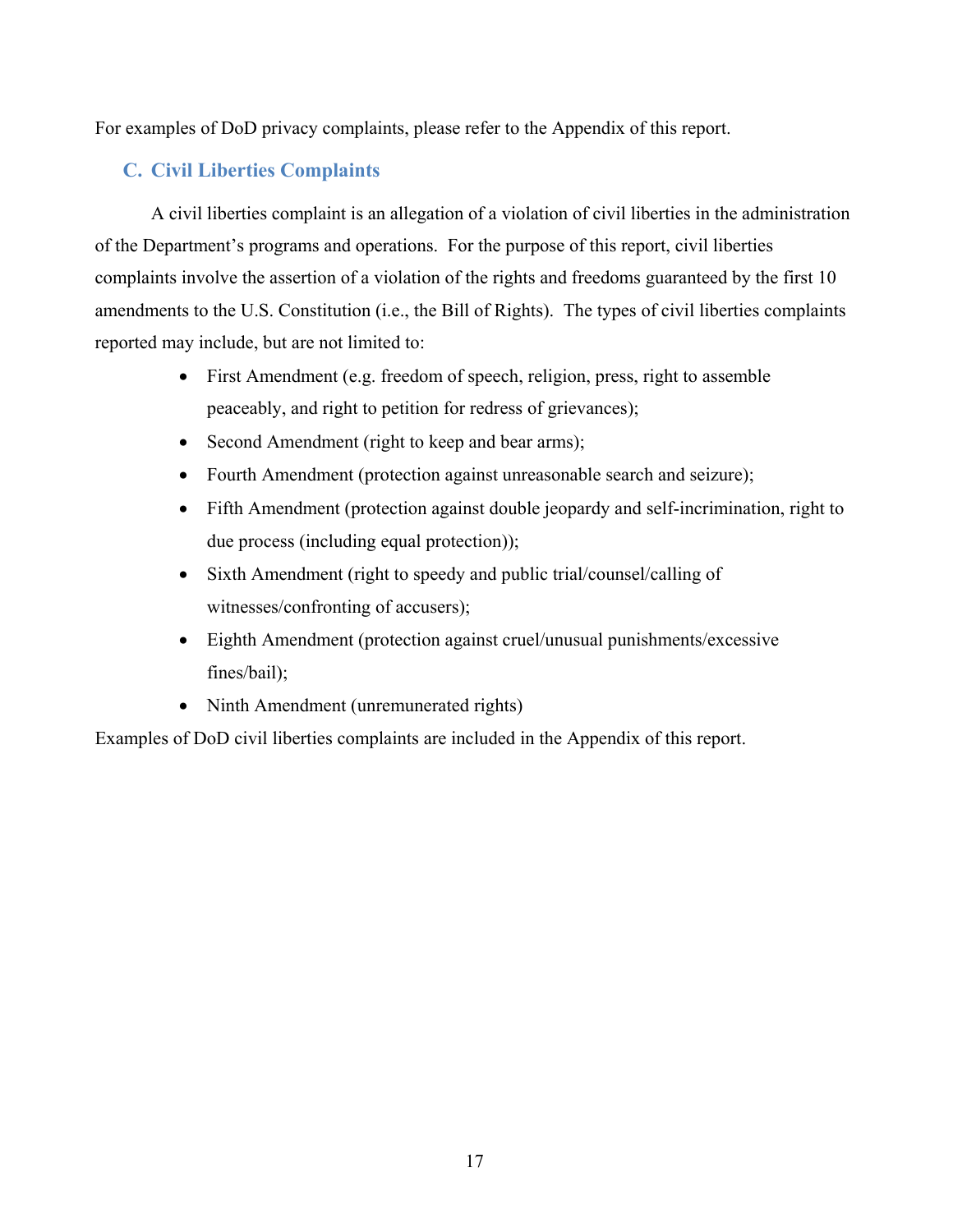For examples of DoD privacy complaints, please refer to the Appendix of this report.

### C. Civil Liberties Complaints

A civil liberties complaint is an allegation of a violation of civil liberties in the administration of the Department's programs and operations. For the purpose of this report, civil liberties complaints involve the assertion of a violation of the rights and freedoms guaranteed by the first 10 amendments to the U.S. Constitution (i.e., the Bill of Rights). The types of civil liberties complaints reported may include, but are not limited to:

- First Amendment (e.g. freedom of speech, religion, press, right to assemble peaceably, and right to petition for redress of grievances);
- Second Amendment (right to keep and bear arms);
- Fourth Amendment (protection against unreasonable search and seizure);
- Fifth Amendment (protection against double jeopardy and self-incrimination, right to due process (including equal protection));
- Sixth Amendment (right to speedy and public trial/counsel/calling of witnesses/confronting of accusers);
- Eighth Amendment (protection against cruel/unusual punishments/excessive fines/bail);
- Ninth Amendment (unremunerated rights)

Examples of DoD civil liberties complaints are included in the Appendix of this report.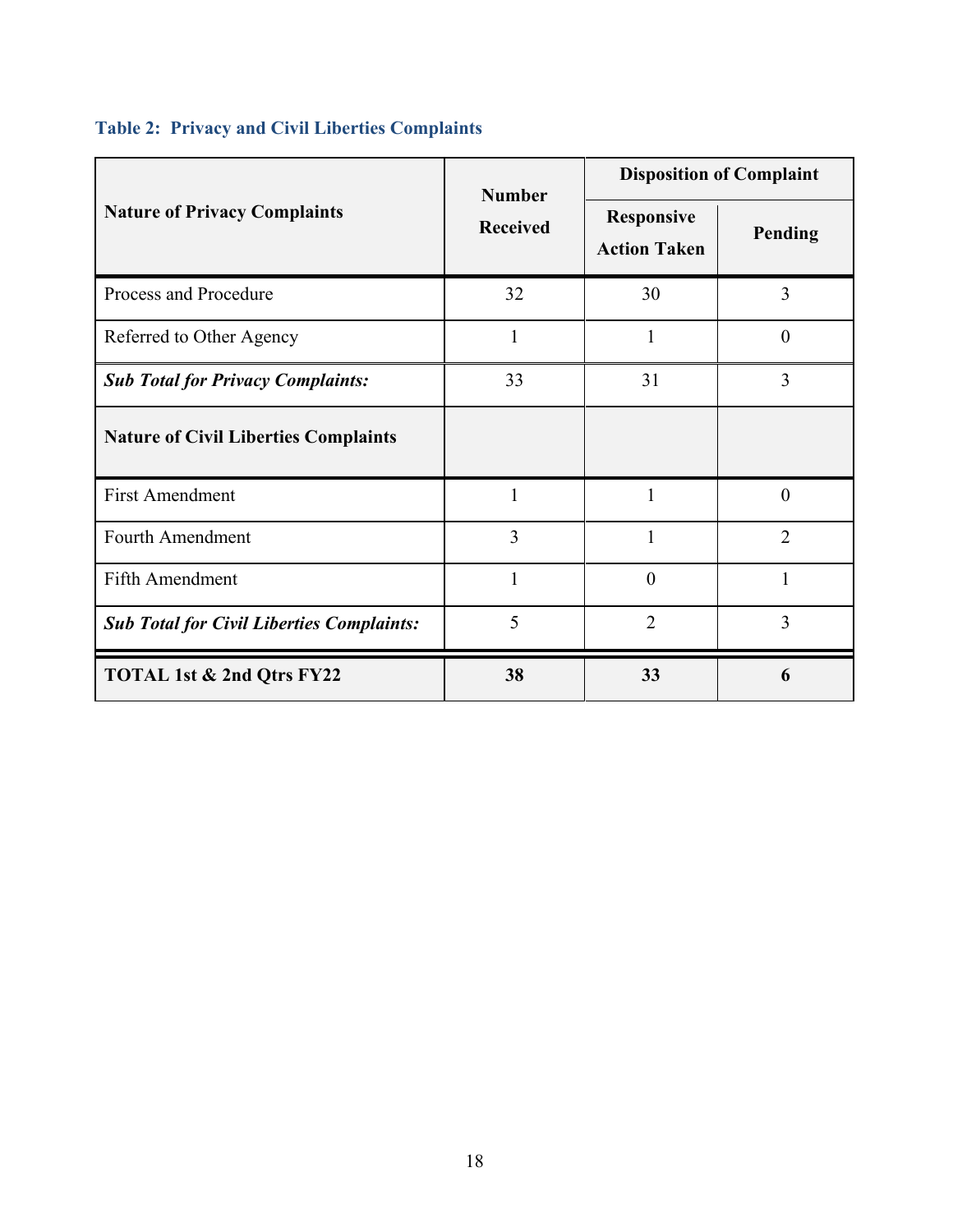**Table 2: Privacy and Civil Liberties Complaints**

| Nature of Privacy Complaints | Number Received | Disposition of Complaint | |
|---|---|---|---|
| | | Responsive Action Taken | Pending |
| Process and Procedure | 32 | 30 | 3 |
| Referred to Other Agency | 1 | 1 | 0 |
| ***Sub Total for Privacy Complaints:*** | 33 | 31 | 3 |
| **Nature of Civil Liberties Complaints** | | | |
| First Amendment | 1 | 1 | 0 |
| Fourth Amendment | 3 | 1 | 2 |
| Fifth Amendment | 1 | 0 | 1 |
| ***Sub Total for Civil Liberties Complaints:*** | 5 | 2 | 3 |
| **TOTAL 1st & 2nd Qtrs FY22** | **38** | **33** | **6** |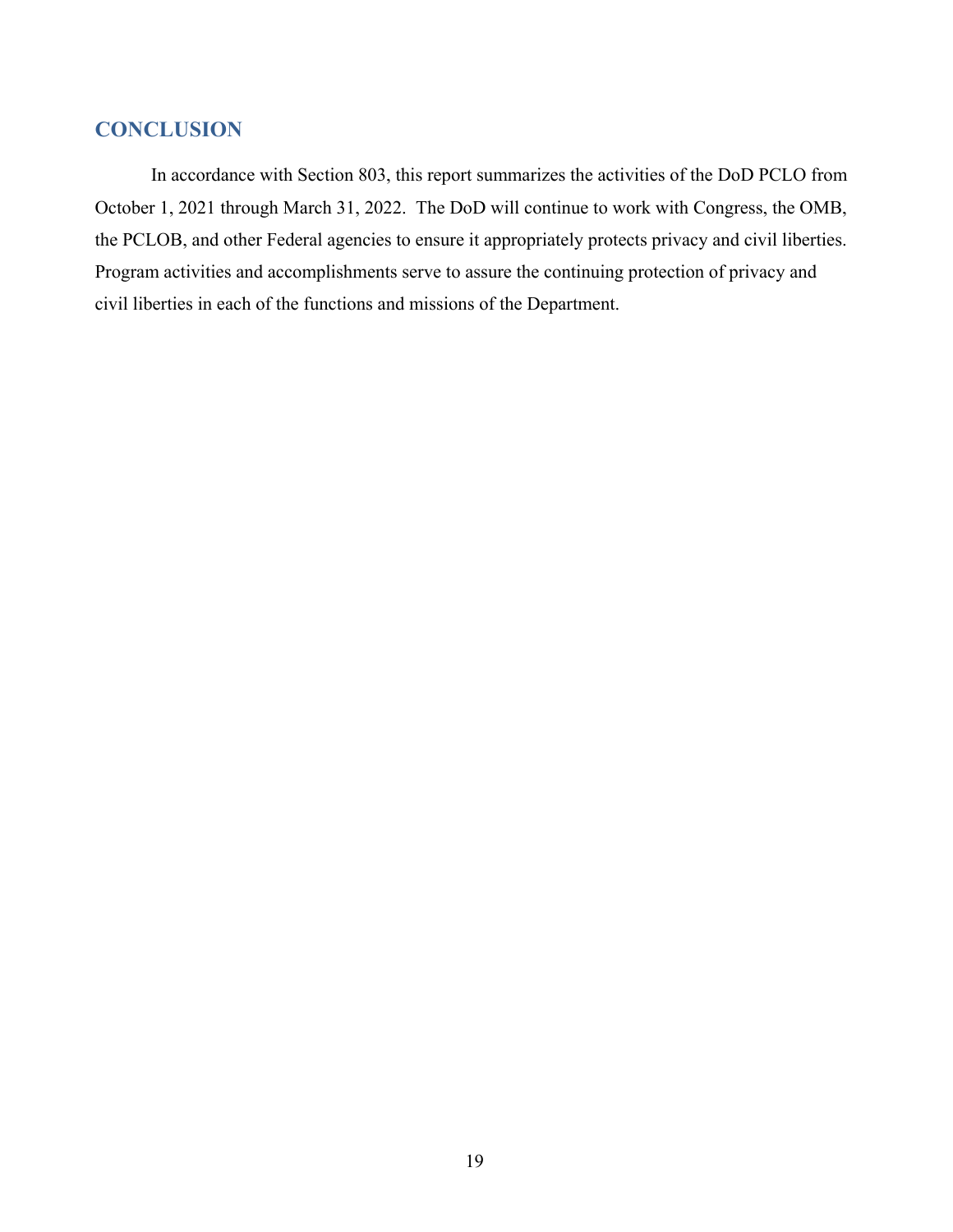## CONCLUSION

In accordance with Section 803, this report summarizes the activities of the DoD PCLO from October 1, 2021 through March 31, 2022. The DoD will continue to work with Congress, the OMB, the PCLOB, and other Federal agencies to ensure it appropriately protects privacy and civil liberties. Program activities and accomplishments serve to assure the continuing protection of privacy and civil liberties in each of the functions and missions of the Department.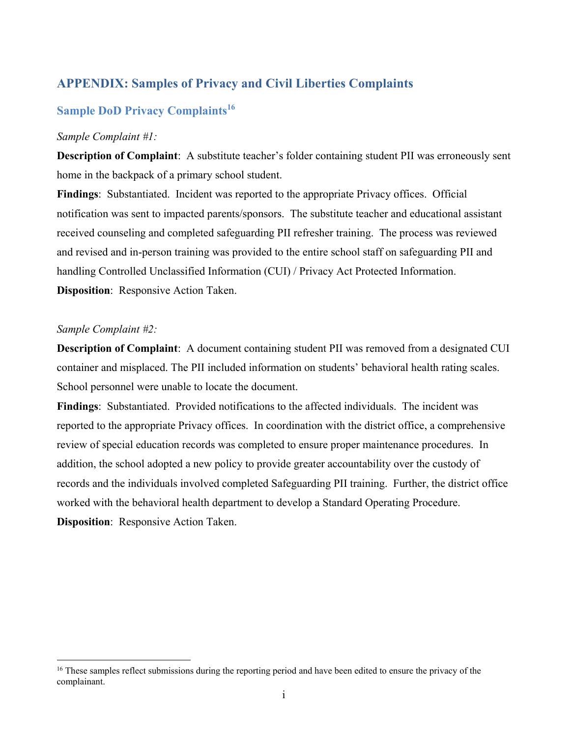## APPENDIX: Samples of Privacy and Civil Liberties Complaints

### Sample DoD Privacy Complaints[16]

*Sample Complaint #1:*

**Description of Complaint**: A substitute teacher's folder containing student PII was erroneously sent home in the backpack of a primary school student.

**Findings**: Substantiated. Incident was reported to the appropriate Privacy offices. Official notification was sent to impacted parents/sponsors. The substitute teacher and educational assistant received counseling and completed safeguarding PII refresher training. The process was reviewed and revised and in-person training was provided to the entire school staff on safeguarding PII and handling Controlled Unclassified Information (CUI) / Privacy Act Protected Information.

**Disposition**: Responsive Action Taken.

*Sample Complaint #2:*

**Description of Complaint**: A document containing student PII was removed from a designated CUI container and misplaced. The PII included information on students' behavioral health rating scales. School personnel were unable to locate the document.

**Findings**: Substantiated. Provided notifications to the affected individuals. The incident was reported to the appropriate Privacy offices. In coordination with the district office, a comprehensive review of special education records was completed to ensure proper maintenance procedures. In addition, the school adopted a new policy to provide greater accountability over the custody of records and the individuals involved completed Safeguarding PII training. Further, the district office worked with the behavioral health department to develop a Standard Operating Procedure.

**Disposition**: Responsive Action Taken.

[16] These samples reflect submissions during the reporting period and have been edited to ensure the privacy of the complainant.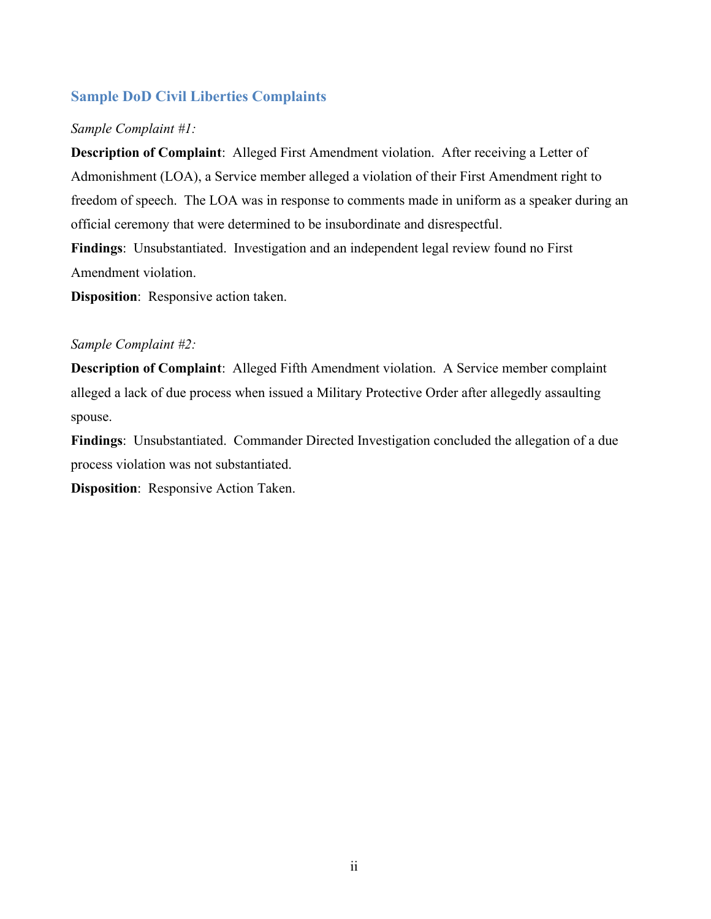## Sample DoD Civil Liberties Complaints

*Sample Complaint #1:*

**Description of Complaint**: Alleged First Amendment violation. After receiving a Letter of Admonishment (LOA), a Service member alleged a violation of their First Amendment right to freedom of speech. The LOA was in response to comments made in uniform as a speaker during an official ceremony that were determined to be insubordinate and disrespectful.

**Findings**: Unsubstantiated. Investigation and an independent legal review found no First Amendment violation.

**Disposition**: Responsive action taken.

*Sample Complaint #2:*

**Description of Complaint**: Alleged Fifth Amendment violation. A Service member complaint alleged a lack of due process when issued a Military Protective Order after allegedly assaulting spouse.

**Findings**: Unsubstantiated. Commander Directed Investigation concluded the allegation of a due process violation was not substantiated.

**Disposition**: Responsive Action Taken.